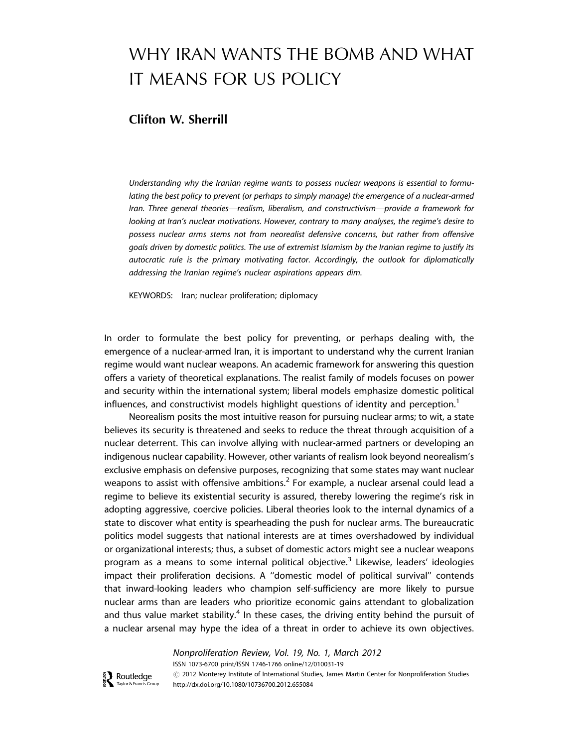# WHY IRAN WANTS THE BOMB AND WHAT IT MEANS FOR US POLICY

**Clifton W. Sherrill**

*Understanding why the Iranian regime wants to possess nuclear weapons is essential to formulating the best policy to prevent (or perhaps to simply manage) the emergence of a nuclear-armed Iran. Three general theories—realism, liberalism, and constructivism—provide a framework for looking at Iran's nuclear motivations. However, contrary to many analyses, the regime's desire to possess nuclear arms stems not from neorealist defensive concerns, but rather from offensive goals driven by domestic politics. The use of extremist Islamism by the Iranian regime to justify its autocratic rule is the primary motivating factor. Accordingly, the outlook for diplomatically addressing the Iranian regime's nuclear aspirations appears dim.*

KEYWORDS: Iran; nuclear proliferation; diplomacy

In order to formulate the best policy for preventing, or perhaps dealing with, the emergence of a nuclear-armed Iran, it is important to understand why the current Iranian regime would want nuclear weapons. An academic framework for answering this question offers a variety of theoretical explanations. The realist family of models focuses on power and security within the international system; liberal models emphasize domestic political influences, and constructivist models highlight questions of identity and perception.[1]

Neorealism posits the most intuitive reason for pursuing nuclear arms; to wit, a state believes its security is threatened and seeks to reduce the threat through acquisition of a nuclear deterrent. This can involve allying with nuclear-armed partners or developing an indigenous nuclear capability. However, other variants of realism look beyond neorealism's exclusive emphasis on defensive purposes, recognizing that some states may want nuclear weapons to assist with offensive ambitions.[2] For example, a nuclear arsenal could lead a regime to believe its existential security is assured, thereby lowering the regime's risk in adopting aggressive, coercive policies. Liberal theories look to the internal dynamics of a state to discover what entity is spearheading the push for nuclear arms. The bureaucratic politics model suggests that national interests are at times overshadowed by individual or organizational interests; thus, a subset of domestic actors might see a nuclear weapons program as a means to some internal political objective.[3] Likewise, leaders' ideologies impact their proliferation decisions. A "domestic model of political survival" contends that inward-looking leaders who champion self-sufficiency are more likely to pursue nuclear arms than are leaders who prioritize economic gains attendant to globalization and thus value market stability.[4] In these cases, the driving entity behind the pursuit of a nuclear arsenal may hype the idea of a threat in order to achieve its own objectives.

Nonproliferation Review, Vol. 19, No. 1, March 2012
ISSN 1073-6700 print/ISSN 1746-1766 online/12/010031-19
© 2012 Monterey Institute of International Studies, James Martin Center for Nonproliferation Studies
http://dx.doi.org/10.1080/10736700.2012.655084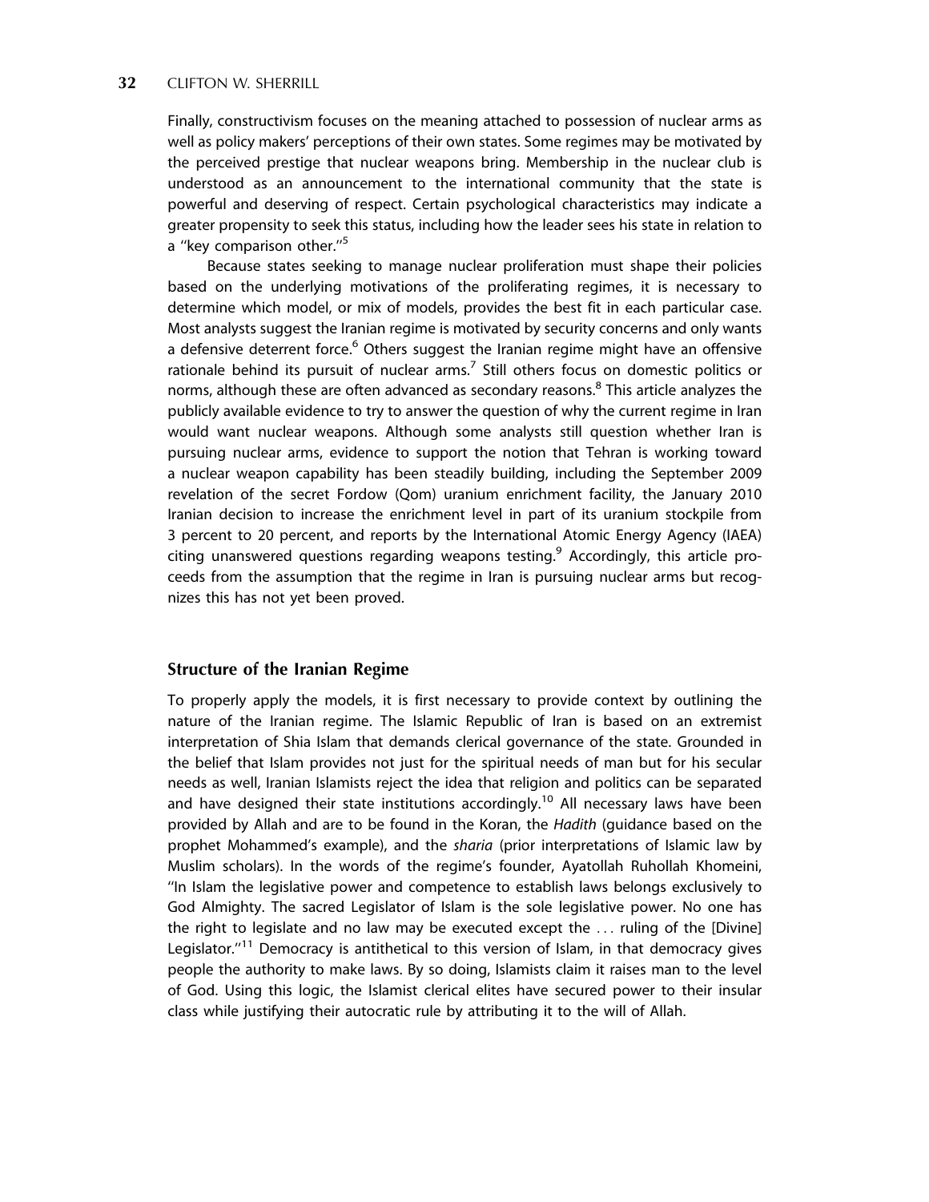Finally, constructivism focuses on the meaning attached to possession of nuclear arms as well as policy makers' perceptions of their own states. Some regimes may be motivated by the perceived prestige that nuclear weapons bring. Membership in the nuclear club is understood as an announcement to the international community that the state is powerful and deserving of respect. Certain psychological characteristics may indicate a greater propensity to seek this status, including how the leader sees his state in relation to a "key comparison other."[5]

Because states seeking to manage nuclear proliferation must shape their policies based on the underlying motivations of the proliferating regimes, it is necessary to determine which model, or mix of models, provides the best fit in each particular case. Most analysts suggest the Iranian regime is motivated by security concerns and only wants a defensive deterrent force.[6] Others suggest the Iranian regime might have an offensive rationale behind its pursuit of nuclear arms.[7] Still others focus on domestic politics or norms, although these are often advanced as secondary reasons.[8] This article analyzes the publicly available evidence to try to answer the question of why the current regime in Iran would want nuclear weapons. Although some analysts still question whether Iran is pursuing nuclear arms, evidence to support the notion that Tehran is working toward a nuclear weapon capability has been steadily building, including the September 2009 revelation of the secret Fordow (Qom) uranium enrichment facility, the January 2010 Iranian decision to increase the enrichment level in part of its uranium stockpile from 3 percent to 20 percent, and reports by the International Atomic Energy Agency (IAEA) citing unanswered questions regarding weapons testing.[9] Accordingly, this article proceeds from the assumption that the regime in Iran is pursuing nuclear arms but recognizes this has not yet been proved.

## Structure of the Iranian Regime

To properly apply the models, it is first necessary to provide context by outlining the nature of the Iranian regime. The Islamic Republic of Iran is based on an extremist interpretation of Shia Islam that demands clerical governance of the state. Grounded in the belief that Islam provides not just for the spiritual needs of man but for his secular needs as well, Iranian Islamists reject the idea that religion and politics can be separated and have designed their state institutions accordingly.[10] All necessary laws have been provided by Allah and are to be found in the Koran, the *Hadith* (guidance based on the prophet Mohammed's example), and the *sharia* (prior interpretations of Islamic law by Muslim scholars). In the words of the regime's founder, Ayatollah Ruhollah Khomeini, "In Islam the legislative power and competence to establish laws belongs exclusively to God Almighty. The sacred Legislator of Islam is the sole legislative power. No one has the right to legislate and no law may be executed except the ... ruling of the [Divine] Legislator."[11] Democracy is antithetical to this version of Islam, in that democracy gives people the authority to make laws. By so doing, Islamists claim it raises man to the level of God. Using this logic, the Islamist clerical elites have secured power to their insular class while justifying their autocratic rule by attributing it to the will of Allah.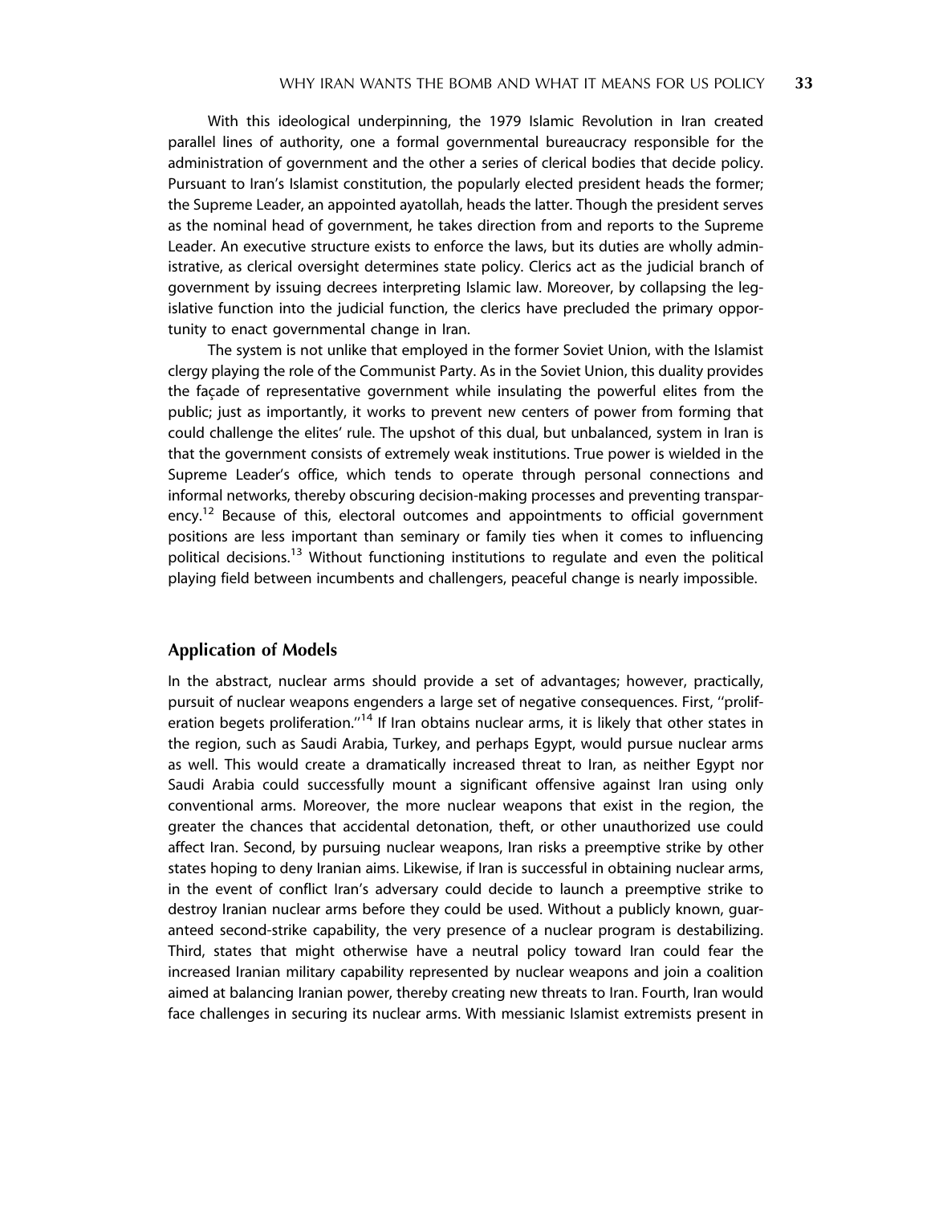With this ideological underpinning, the 1979 Islamic Revolution in Iran created parallel lines of authority, one a formal governmental bureaucracy responsible for the administration of government and the other a series of clerical bodies that decide policy. Pursuant to Iran's Islamist constitution, the popularly elected president heads the former; the Supreme Leader, an appointed ayatollah, heads the latter. Though the president serves as the nominal head of government, he takes direction from and reports to the Supreme Leader. An executive structure exists to enforce the laws, but its duties are wholly administrative, as clerical oversight determines state policy. Clerics act as the judicial branch of government by issuing decrees interpreting Islamic law. Moreover, by collapsing the legislative function into the judicial function, the clerics have precluded the primary opportunity to enact governmental change in Iran.

The system is not unlike that employed in the former Soviet Union, with the Islamist clergy playing the role of the Communist Party. As in the Soviet Union, this duality provides the façade of representative government while insulating the powerful elites from the public; just as importantly, it works to prevent new centers of power from forming that could challenge the elites' rule. The upshot of this dual, but unbalanced, system in Iran is that the government consists of extremely weak institutions. True power is wielded in the Supreme Leader's office, which tends to operate through personal connections and informal networks, thereby obscuring decision-making processes and preventing transparency.[12] Because of this, electoral outcomes and appointments to official government positions are less important than seminary or family ties when it comes to influencing political decisions.[13] Without functioning institutions to regulate and even the political playing field between incumbents and challengers, peaceful change is nearly impossible.

## Application of Models

In the abstract, nuclear arms should provide a set of advantages; however, practically, pursuit of nuclear weapons engenders a large set of negative consequences. First, "proliferation begets proliferation."[14] If Iran obtains nuclear arms, it is likely that other states in the region, such as Saudi Arabia, Turkey, and perhaps Egypt, would pursue nuclear arms as well. This would create a dramatically increased threat to Iran, as neither Egypt nor Saudi Arabia could successfully mount a significant offensive against Iran using only conventional arms. Moreover, the more nuclear weapons that exist in the region, the greater the chances that accidental detonation, theft, or other unauthorized use could affect Iran. Second, by pursuing nuclear weapons, Iran risks a preemptive strike by other states hoping to deny Iranian aims. Likewise, if Iran is successful in obtaining nuclear arms, in the event of conflict Iran's adversary could decide to launch a preemptive strike to destroy Iranian nuclear arms before they could be used. Without a publicly known, guaranteed second-strike capability, the very presence of a nuclear program is destabilizing. Third, states that might otherwise have a neutral policy toward Iran could fear the increased Iranian military capability represented by nuclear weapons and join a coalition aimed at balancing Iranian power, thereby creating new threats to Iran. Fourth, Iran would face challenges in securing its nuclear arms. With messianic Islamist extremists present in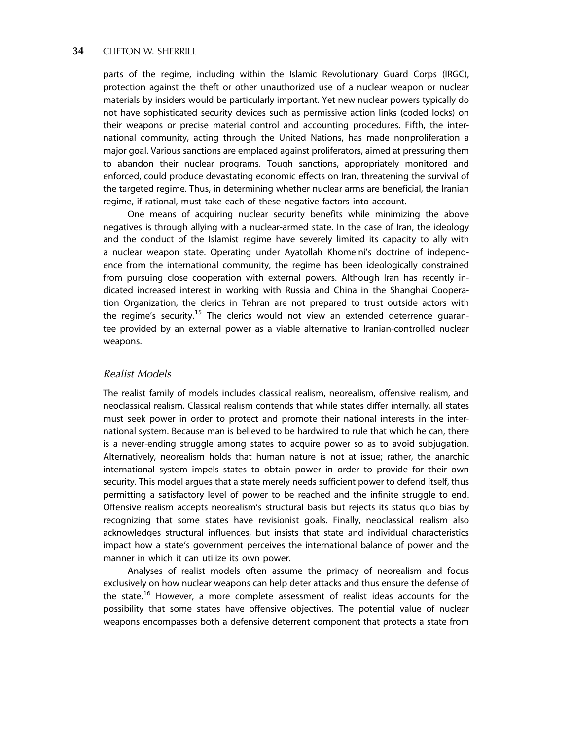parts of the regime, including within the Islamic Revolutionary Guard Corps (IRGC), protection against the theft or other unauthorized use of a nuclear weapon or nuclear materials by insiders would be particularly important. Yet new nuclear powers typically do not have sophisticated security devices such as permissive action links (coded locks) on their weapons or precise material control and accounting procedures. Fifth, the international community, acting through the United Nations, has made nonproliferation a major goal. Various sanctions are emplaced against proliferators, aimed at pressuring them to abandon their nuclear programs. Tough sanctions, appropriately monitored and enforced, could produce devastating economic effects on Iran, threatening the survival of the targeted regime. Thus, in determining whether nuclear arms are beneficial, the Iranian regime, if rational, must take each of these negative factors into account.

One means of acquiring nuclear security benefits while minimizing the above negatives is through allying with a nuclear-armed state. In the case of Iran, the ideology and the conduct of the Islamist regime have severely limited its capacity to ally with a nuclear weapon state. Operating under Ayatollah Khomeini's doctrine of independence from the international community, the regime has been ideologically constrained from pursuing close cooperation with external powers. Although Iran has recently indicated increased interest in working with Russia and China in the Shanghai Cooperation Organization, the clerics in Tehran are not prepared to trust outside actors with the regime's security.[15] The clerics would not view an extended deterrence guarantee provided by an external power as a viable alternative to Iranian-controlled nuclear weapons.

### *Realist Models*

The realist family of models includes classical realism, neorealism, offensive realism, and neoclassical realism. Classical realism contends that while states differ internally, all states must seek power in order to protect and promote their national interests in the international system. Because man is believed to be hardwired to rule that which he can, there is a never-ending struggle among states to acquire power so as to avoid subjugation. Alternatively, neorealism holds that human nature is not at issue; rather, the anarchic international system impels states to obtain power in order to provide for their own security. This model argues that a state merely needs sufficient power to defend itself, thus permitting a satisfactory level of power to be reached and the infinite struggle to end. Offensive realism accepts neorealism's structural basis but rejects its status quo bias by recognizing that some states have revisionist goals. Finally, neoclassical realism also acknowledges structural influences, but insists that state and individual characteristics impact how a state's government perceives the international balance of power and the manner in which it can utilize its own power.

Analyses of realist models often assume the primacy of neorealism and focus exclusively on how nuclear weapons can help deter attacks and thus ensure the defense of the state.[16] However, a more complete assessment of realist ideas accounts for the possibility that some states have offensive objectives. The potential value of nuclear weapons encompasses both a defensive deterrent component that protects a state from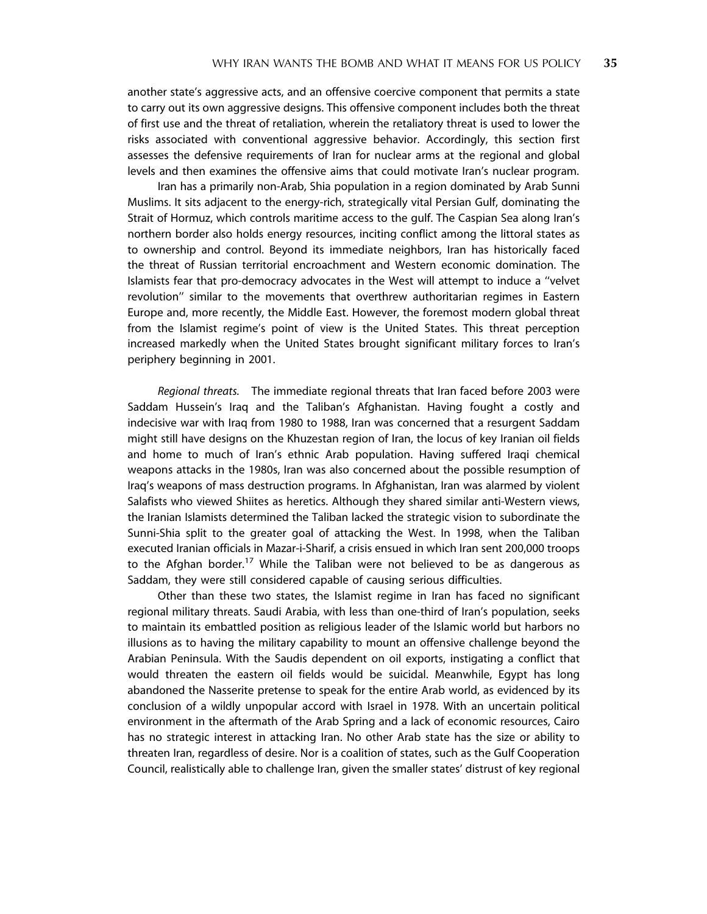another state's aggressive acts, and an offensive coercive component that permits a state to carry out its own aggressive designs. This offensive component includes both the threat of first use and the threat of retaliation, wherein the retaliatory threat is used to lower the risks associated with conventional aggressive behavior. Accordingly, this section first assesses the defensive requirements of Iran for nuclear arms at the regional and global levels and then examines the offensive aims that could motivate Iran's nuclear program.

Iran has a primarily non-Arab, Shia population in a region dominated by Arab Sunni Muslims. It sits adjacent to the energy-rich, strategically vital Persian Gulf, dominating the Strait of Hormuz, which controls maritime access to the gulf. The Caspian Sea along Iran's northern border also holds energy resources, inciting conflict among the littoral states as to ownership and control. Beyond its immediate neighbors, Iran has historically faced the threat of Russian territorial encroachment and Western economic domination. The Islamists fear that pro-democracy advocates in the West will attempt to induce a "velvet revolution" similar to the movements that overthrew authoritarian regimes in Eastern Europe and, more recently, the Middle East. However, the foremost modern global threat from the Islamist regime's point of view is the United States. This threat perception increased markedly when the United States brought significant military forces to Iran's periphery beginning in 2001.

*Regional threats.* The immediate regional threats that Iran faced before 2003 were Saddam Hussein's Iraq and the Taliban's Afghanistan. Having fought a costly and indecisive war with Iraq from 1980 to 1988, Iran was concerned that a resurgent Saddam might still have designs on the Khuzestan region of Iran, the locus of key Iranian oil fields and home to much of Iran's ethnic Arab population. Having suffered Iraqi chemical weapons attacks in the 1980s, Iran was also concerned about the possible resumption of Iraq's weapons of mass destruction programs. In Afghanistan, Iran was alarmed by violent Salafists who viewed Shiites as heretics. Although they shared similar anti-Western views, the Iranian Islamists determined the Taliban lacked the strategic vision to subordinate the Sunni-Shia split to the greater goal of attacking the West. In 1998, when the Taliban executed Iranian officials in Mazar-i-Sharif, a crisis ensued in which Iran sent 200,000 troops to the Afghan border.[17] While the Taliban were not believed to be as dangerous as Saddam, they were still considered capable of causing serious difficulties.

Other than these two states, the Islamist regime in Iran has faced no significant regional military threats. Saudi Arabia, with less than one-third of Iran's population, seeks to maintain its embattled position as religious leader of the Islamic world but harbors no illusions as to having the military capability to mount an offensive challenge beyond the Arabian Peninsula. With the Saudis dependent on oil exports, instigating a conflict that would threaten the eastern oil fields would be suicidal. Meanwhile, Egypt has long abandoned the Nasserite pretense to speak for the entire Arab world, as evidenced by its conclusion of a wildly unpopular accord with Israel in 1978. With an uncertain political environment in the aftermath of the Arab Spring and a lack of economic resources, Cairo has no strategic interest in attacking Iran. No other Arab state has the size or ability to threaten Iran, regardless of desire. Nor is a coalition of states, such as the Gulf Cooperation Council, realistically able to challenge Iran, given the smaller states' distrust of key regional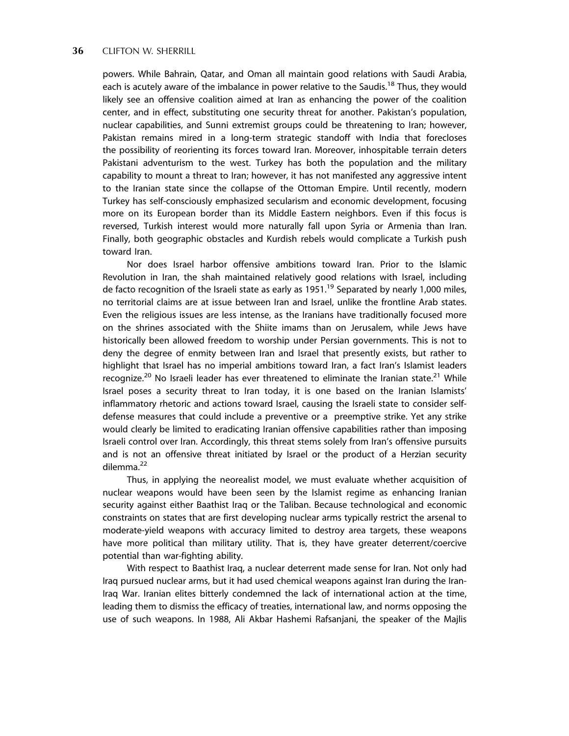powers. While Bahrain, Qatar, and Oman all maintain good relations with Saudi Arabia, each is acutely aware of the imbalance in power relative to the Saudis.[18] Thus, they would likely see an offensive coalition aimed at Iran as enhancing the power of the coalition center, and in effect, substituting one security threat for another. Pakistan's population, nuclear capabilities, and Sunni extremist groups could be threatening to Iran; however, Pakistan remains mired in a long-term strategic standoff with India that forecloses the possibility of reorienting its forces toward Iran. Moreover, inhospitable terrain deters Pakistani adventurism to the west. Turkey has both the population and the military capability to mount a threat to Iran; however, it has not manifested any aggressive intent to the Iranian state since the collapse of the Ottoman Empire. Until recently, modern Turkey has self-consciously emphasized secularism and economic development, focusing more on its European border than its Middle Eastern neighbors. Even if this focus is reversed, Turkish interest would more naturally fall upon Syria or Armenia than Iran. Finally, both geographic obstacles and Kurdish rebels would complicate a Turkish push toward Iran.

Nor does Israel harbor offensive ambitions toward Iran. Prior to the Islamic Revolution in Iran, the shah maintained relatively good relations with Israel, including de facto recognition of the Israeli state as early as 1951.[19] Separated by nearly 1,000 miles, no territorial claims are at issue between Iran and Israel, unlike the frontline Arab states. Even the religious issues are less intense, as the Iranians have traditionally focused more on the shrines associated with the Shiite imams than on Jerusalem, while Jews have historically been allowed freedom to worship under Persian governments. This is not to deny the degree of enmity between Iran and Israel that presently exists, but rather to highlight that Israel has no imperial ambitions toward Iran, a fact Iran's Islamist leaders recognize.[20] No Israeli leader has ever threatened to eliminate the Iranian state.[21] While Israel poses a security threat to Iran today, it is one based on the Iranian Islamists' inflammatory rhetoric and actions toward Israel, causing the Israeli state to consider self-defense measures that could include a preventive or a preemptive strike. Yet any strike would clearly be limited to eradicating Iranian offensive capabilities rather than imposing Israeli control over Iran. Accordingly, this threat stems solely from Iran's offensive pursuits and is not an offensive threat initiated by Israel or the product of a Herzian security dilemma.[22]

Thus, in applying the neorealist model, we must evaluate whether acquisition of nuclear weapons would have been seen by the Islamist regime as enhancing Iranian security against either Baathist Iraq or the Taliban. Because technological and economic constraints on states that are first developing nuclear arms typically restrict the arsenal to moderate-yield weapons with accuracy limited to destroy area targets, these weapons have more political than military utility. That is, they have greater deterrent/coercive potential than war-fighting ability.

With respect to Baathist Iraq, a nuclear deterrent made sense for Iran. Not only had Iraq pursued nuclear arms, but it had used chemical weapons against Iran during the Iran-Iraq War. Iranian elites bitterly condemned the lack of international action at the time, leading them to dismiss the efficacy of treaties, international law, and norms opposing the use of such weapons. In 1988, Ali Akbar Hashemi Rafsanjani, the speaker of the Majlis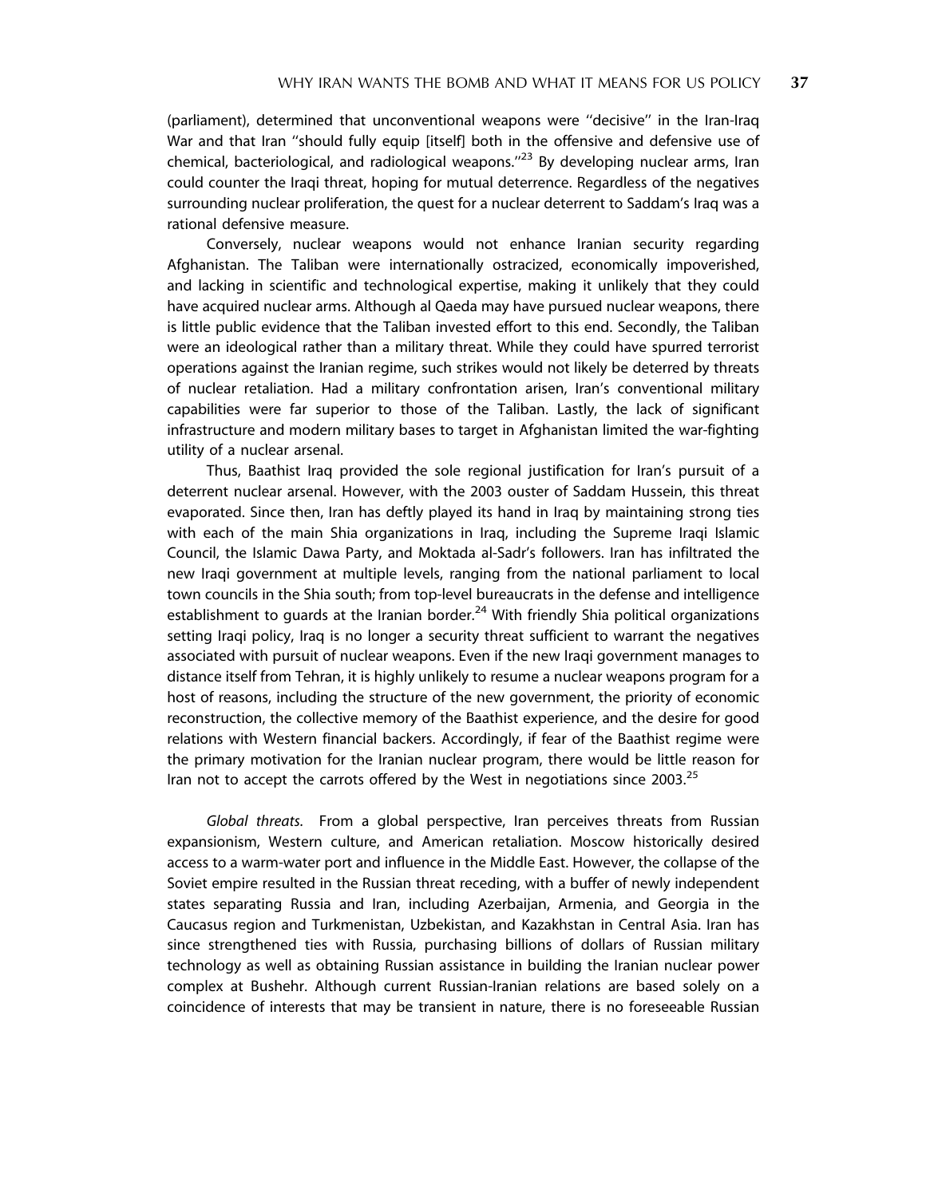(parliament), determined that unconventional weapons were ''decisive'' in the Iran-Iraq War and that Iran ''should fully equip [itself] both in the offensive and defensive use of chemical, bacteriological, and radiological weapons.''[23] By developing nuclear arms, Iran could counter the Iraqi threat, hoping for mutual deterrence. Regardless of the negatives surrounding nuclear proliferation, the quest for a nuclear deterrent to Saddam's Iraq was a rational defensive measure.

Conversely, nuclear weapons would not enhance Iranian security regarding Afghanistan. The Taliban were internationally ostracized, economically impoverished, and lacking in scientific and technological expertise, making it unlikely that they could have acquired nuclear arms. Although al Qaeda may have pursued nuclear weapons, there is little public evidence that the Taliban invested effort to this end. Secondly, the Taliban were an ideological rather than a military threat. While they could have spurred terrorist operations against the Iranian regime, such strikes would not likely be deterred by threats of nuclear retaliation. Had a military confrontation arisen, Iran's conventional military capabilities were far superior to those of the Taliban. Lastly, the lack of significant infrastructure and modern military bases to target in Afghanistan limited the war-fighting utility of a nuclear arsenal.

Thus, Baathist Iraq provided the sole regional justification for Iran's pursuit of a deterrent nuclear arsenal. However, with the 2003 ouster of Saddam Hussein, this threat evaporated. Since then, Iran has deftly played its hand in Iraq by maintaining strong ties with each of the main Shia organizations in Iraq, including the Supreme Iraqi Islamic Council, the Islamic Dawa Party, and Moktada al-Sadr's followers. Iran has infiltrated the new Iraqi government at multiple levels, ranging from the national parliament to local town councils in the Shia south; from top-level bureaucrats in the defense and intelligence establishment to guards at the Iranian border.[24] With friendly Shia political organizations setting Iraqi policy, Iraq is no longer a security threat sufficient to warrant the negatives associated with pursuit of nuclear weapons. Even if the new Iraqi government manages to distance itself from Tehran, it is highly unlikely to resume a nuclear weapons program for a host of reasons, including the structure of the new government, the priority of economic reconstruction, the collective memory of the Baathist experience, and the desire for good relations with Western financial backers. Accordingly, if fear of the Baathist regime were the primary motivation for the Iranian nuclear program, there would be little reason for Iran not to accept the carrots offered by the West in negotiations since 2003.[25]

*Global threats.* From a global perspective, Iran perceives threats from Russian expansionism, Western culture, and American retaliation. Moscow historically desired access to a warm-water port and influence in the Middle East. However, the collapse of the Soviet empire resulted in the Russian threat receding, with a buffer of newly independent states separating Russia and Iran, including Azerbaijan, Armenia, and Georgia in the Caucasus region and Turkmenistan, Uzbekistan, and Kazakhstan in Central Asia. Iran has since strengthened ties with Russia, purchasing billions of dollars of Russian military technology as well as obtaining Russian assistance in building the Iranian nuclear power complex at Bushehr. Although current Russian-Iranian relations are based solely on a coincidence of interests that may be transient in nature, there is no foreseeable Russian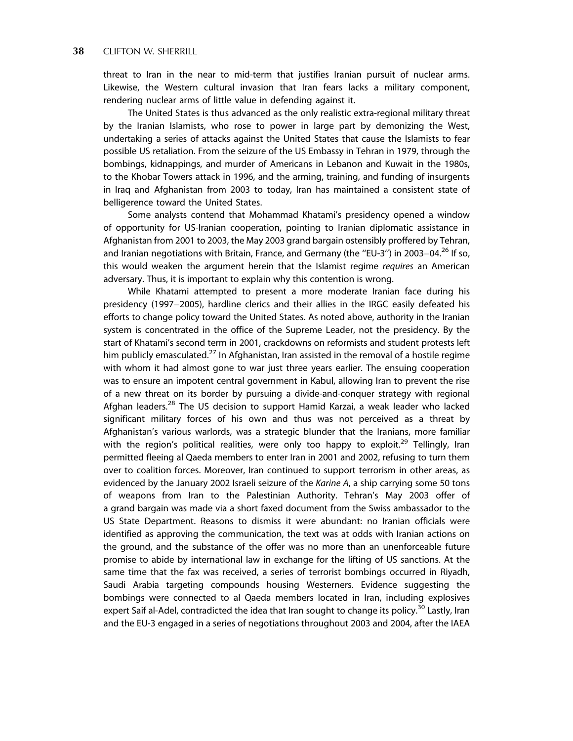threat to Iran in the near to mid-term that justifies Iranian pursuit of nuclear arms. Likewise, the Western cultural invasion that Iran fears lacks a military component, rendering nuclear arms of little value in defending against it.

The United States is thus advanced as the only realistic extra-regional military threat by the Iranian Islamists, who rose to power in large part by demonizing the West, undertaking a series of attacks against the United States that cause the Islamists to fear possible US retaliation. From the seizure of the US Embassy in Tehran in 1979, through the bombings, kidnappings, and murder of Americans in Lebanon and Kuwait in the 1980s, to the Khobar Towers attack in 1996, and the arming, training, and funding of insurgents in Iraq and Afghanistan from 2003 to today, Iran has maintained a consistent state of belligerence toward the United States.

Some analysts contend that Mohammad Khatami's presidency opened a window of opportunity for US-Iranian cooperation, pointing to Iranian diplomatic assistance in Afghanistan from 2001 to 2003, the May 2003 grand bargain ostensibly proffered by Tehran, and Iranian negotiations with Britain, France, and Germany (the ''EU-3'') in 2003–04.[26] If so, this would weaken the argument herein that the Islamist regime *requires* an American adversary. Thus, it is important to explain why this contention is wrong.

While Khatami attempted to present a more moderate Iranian face during his presidency (1997–2005), hardline clerics and their allies in the IRGC easily defeated his efforts to change policy toward the United States. As noted above, authority in the Iranian system is concentrated in the office of the Supreme Leader, not the presidency. By the start of Khatami's second term in 2001, crackdowns on reformists and student protests left him publicly emasculated.[27] In Afghanistan, Iran assisted in the removal of a hostile regime with whom it had almost gone to war just three years earlier. The ensuing cooperation was to ensure an impotent central government in Kabul, allowing Iran to prevent the rise of a new threat on its border by pursuing a divide-and-conquer strategy with regional Afghan leaders.[28] The US decision to support Hamid Karzai, a weak leader who lacked significant military forces of his own and thus was not perceived as a threat by Afghanistan's various warlords, was a strategic blunder that the Iranians, more familiar with the region's political realities, were only too happy to exploit.[29] Tellingly, Iran permitted fleeing al Qaeda members to enter Iran in 2001 and 2002, refusing to turn them over to coalition forces. Moreover, Iran continued to support terrorism in other areas, as evidenced by the January 2002 Israeli seizure of the *Karine A*, a ship carrying some 50 tons of weapons from Iran to the Palestinian Authority. Tehran's May 2003 offer of a grand bargain was made via a short faxed document from the Swiss ambassador to the US State Department. Reasons to dismiss it were abundant: no Iranian officials were identified as approving the communication, the text was at odds with Iranian actions on the ground, and the substance of the offer was no more than an unenforceable future promise to abide by international law in exchange for the lifting of US sanctions. At the same time that the fax was received, a series of terrorist bombings occurred in Riyadh, Saudi Arabia targeting compounds housing Westerners. Evidence suggesting the bombings were connected to al Qaeda members located in Iran, including explosives expert Saif al-Adel, contradicted the idea that Iran sought to change its policy.[30] Lastly, Iran and the EU-3 engaged in a series of negotiations throughout 2003 and 2004, after the IAEA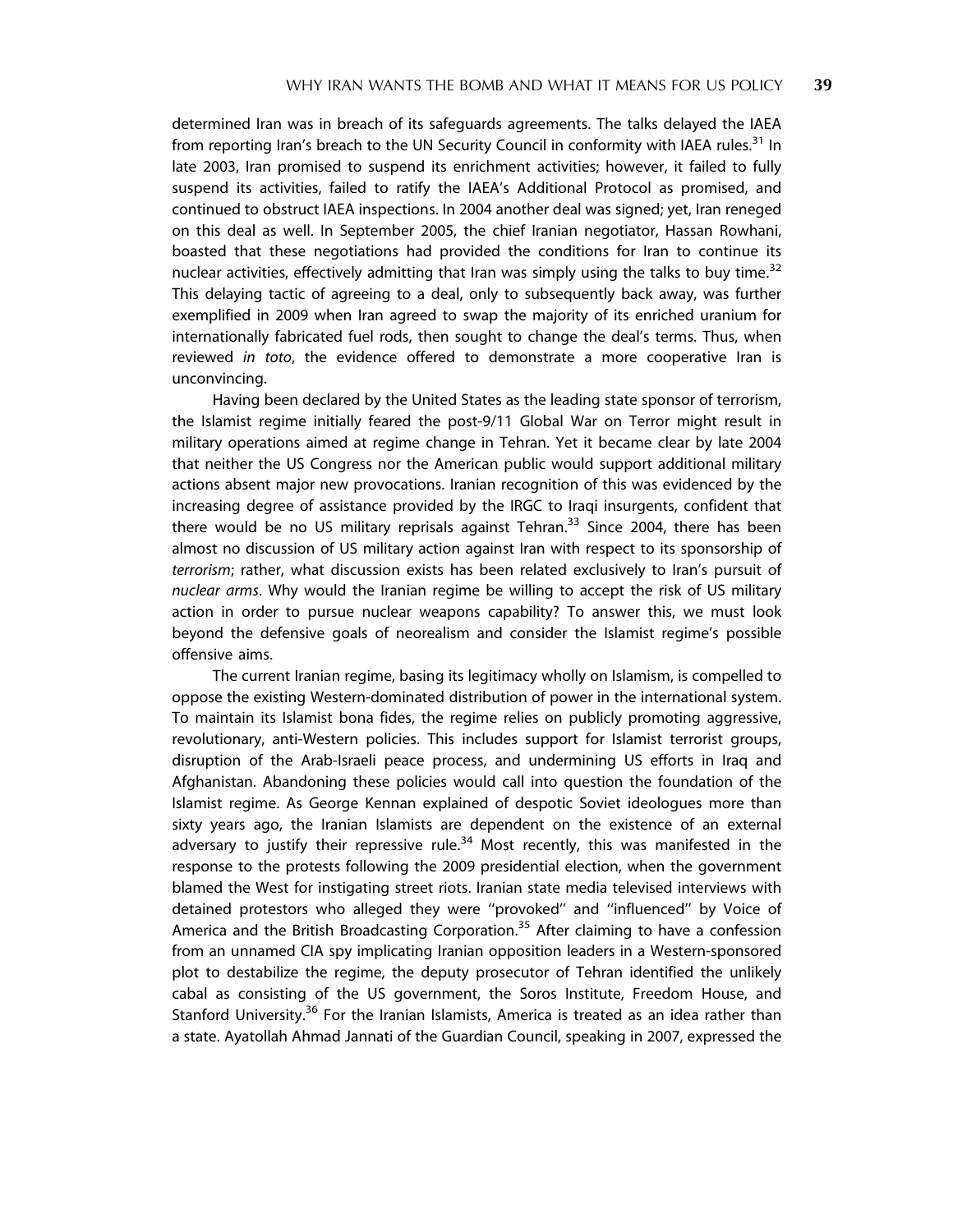determined Iran was in breach of its safeguards agreements. The talks delayed the IAEA from reporting Iran's breach to the UN Security Council in conformity with IAEA rules.[31] In late 2003, Iran promised to suspend its enrichment activities; however, it failed to fully suspend its activities, failed to ratify the IAEA's Additional Protocol as promised, and continued to obstruct IAEA inspections. In 2004 another deal was signed; yet, Iran reneged on this deal as well. In September 2005, the chief Iranian negotiator, Hassan Rowhani, boasted that these negotiations had provided the conditions for Iran to continue its nuclear activities, effectively admitting that Iran was simply using the talks to buy time.[32] This delaying tactic of agreeing to a deal, only to subsequently back away, was further exemplified in 2009 when Iran agreed to swap the majority of its enriched uranium for internationally fabricated fuel rods, then sought to change the deal's terms. Thus, when reviewed *in toto*, the evidence offered to demonstrate a more cooperative Iran is unconvincing.

Having been declared by the United States as the leading state sponsor of terrorism, the Islamist regime initially feared the post-9/11 Global War on Terror might result in military operations aimed at regime change in Tehran. Yet it became clear by late 2004 that neither the US Congress nor the American public would support additional military actions absent major new provocations. Iranian recognition of this was evidenced by the increasing degree of assistance provided by the IRGC to Iraqi insurgents, confident that there would be no US military reprisals against Tehran.[33] Since 2004, there has been almost no discussion of US military action against Iran with respect to its sponsorship of *terrorism*; rather, what discussion exists has been related exclusively to Iran's pursuit of *nuclear arms*. Why would the Iranian regime be willing to accept the risk of US military action in order to pursue nuclear weapons capability? To answer this, we must look beyond the defensive goals of neorealism and consider the Islamist regime's possible offensive aims.

The current Iranian regime, basing its legitimacy wholly on Islamism, is compelled to oppose the existing Western-dominated distribution of power in the international system. To maintain its Islamist bona fides, the regime relies on publicly promoting aggressive, revolutionary, anti-Western policies. This includes support for Islamist terrorist groups, disruption of the Arab-Israeli peace process, and undermining US efforts in Iraq and Afghanistan. Abandoning these policies would call into question the foundation of the Islamist regime. As George Kennan explained of despotic Soviet ideologues more than sixty years ago, the Iranian Islamists are dependent on the existence of an external adversary to justify their repressive rule.[34] Most recently, this was manifested in the response to the protests following the 2009 presidential election, when the government blamed the West for instigating street riots. Iranian state media televised interviews with detained protestors who alleged they were ''provoked'' and ''influenced'' by Voice of America and the British Broadcasting Corporation.[35] After claiming to have a confession from an unnamed CIA spy implicating Iranian opposition leaders in a Western-sponsored plot to destabilize the regime, the deputy prosecutor of Tehran identified the unlikely cabal as consisting of the US government, the Soros Institute, Freedom House, and Stanford University.[36] For the Iranian Islamists, America is treated as an idea rather than a state. Ayatollah Ahmad Jannati of the Guardian Council, speaking in 2007, expressed the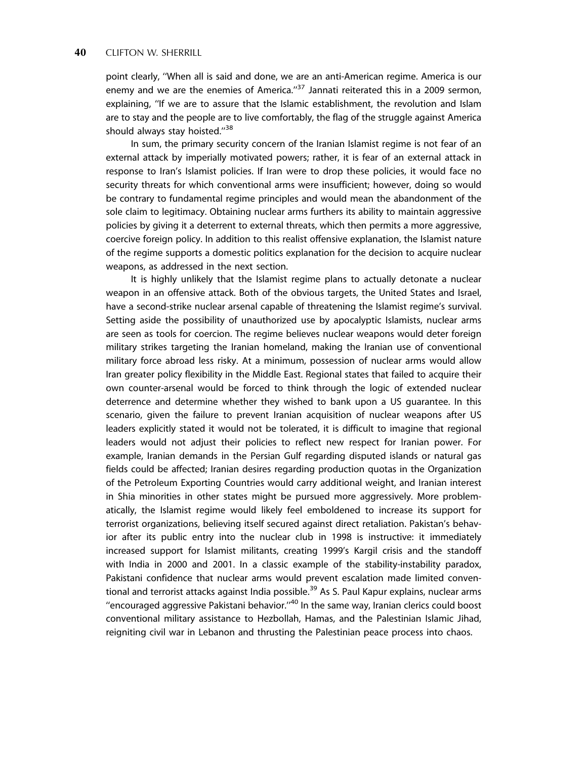point clearly, "When all is said and done, we are an anti-American regime. America is our enemy and we are the enemies of America."[37] Jannati reiterated this in a 2009 sermon, explaining, "If we are to assure that the Islamic establishment, the revolution and Islam are to stay and the people are to live comfortably, the flag of the struggle against America should always stay hoisted."[38]

In sum, the primary security concern of the Iranian Islamist regime is not fear of an external attack by imperially motivated powers; rather, it is fear of an external attack in response to Iran's Islamist policies. If Iran were to drop these policies, it would face no security threats for which conventional arms were insufficient; however, doing so would be contrary to fundamental regime principles and would mean the abandonment of the sole claim to legitimacy. Obtaining nuclear arms furthers its ability to maintain aggressive policies by giving it a deterrent to external threats, which then permits a more aggressive, coercive foreign policy. In addition to this realist offensive explanation, the Islamist nature of the regime supports a domestic politics explanation for the decision to acquire nuclear weapons, as addressed in the next section.

It is highly unlikely that the Islamist regime plans to actually detonate a nuclear weapon in an offensive attack. Both of the obvious targets, the United States and Israel, have a second-strike nuclear arsenal capable of threatening the Islamist regime's survival. Setting aside the possibility of unauthorized use by apocalyptic Islamists, nuclear arms are seen as tools for coercion. The regime believes nuclear weapons would deter foreign military strikes targeting the Iranian homeland, making the Iranian use of conventional military force abroad less risky. At a minimum, possession of nuclear arms would allow Iran greater policy flexibility in the Middle East. Regional states that failed to acquire their own counter-arsenal would be forced to think through the logic of extended nuclear deterrence and determine whether they wished to bank upon a US guarantee. In this scenario, given the failure to prevent Iranian acquisition of nuclear weapons after US leaders explicitly stated it would not be tolerated, it is difficult to imagine that regional leaders would not adjust their policies to reflect new respect for Iranian power. For example, Iranian demands in the Persian Gulf regarding disputed islands or natural gas fields could be affected; Iranian desires regarding production quotas in the Organization of the Petroleum Exporting Countries would carry additional weight, and Iranian interest in Shia minorities in other states might be pursued more aggressively. More problematically, the Islamist regime would likely feel emboldened to increase its support for terrorist organizations, believing itself secured against direct retaliation. Pakistan's behavior after its public entry into the nuclear club in 1998 is instructive: it immediately increased support for Islamist militants, creating 1999's Kargil crisis and the standoff with India in 2000 and 2001. In a classic example of the stability-instability paradox, Pakistani confidence that nuclear arms would prevent escalation made limited conventional and terrorist attacks against India possible.[39] As S. Paul Kapur explains, nuclear arms "encouraged aggressive Pakistani behavior."[40] In the same way, Iranian clerics could boost conventional military assistance to Hezbollah, Hamas, and the Palestinian Islamic Jihad, reigniting civil war in Lebanon and thrusting the Palestinian peace process into chaos.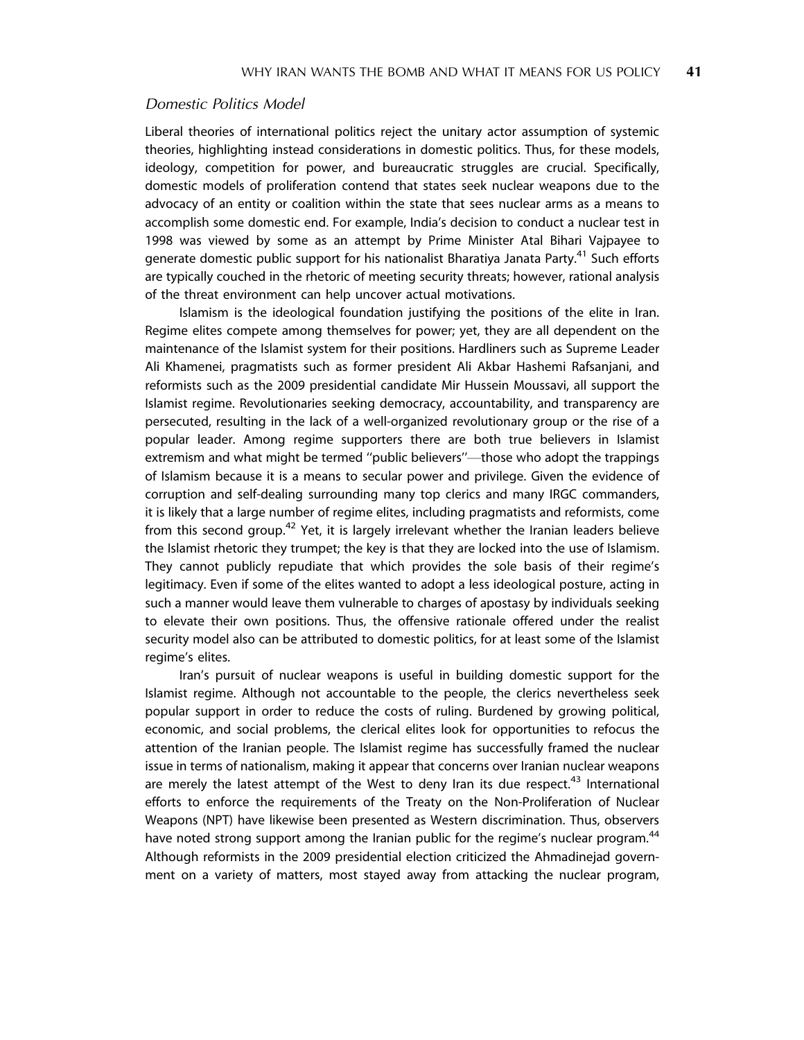### *Domestic Politics Model*

Liberal theories of international politics reject the unitary actor assumption of systemic theories, highlighting instead considerations in domestic politics. Thus, for these models, ideology, competition for power, and bureaucratic struggles are crucial. Specifically, domestic models of proliferation contend that states seek nuclear weapons due to the advocacy of an entity or coalition within the state that sees nuclear arms as a means to accomplish some domestic end. For example, India's decision to conduct a nuclear test in 1998 was viewed by some as an attempt by Prime Minister Atal Bihari Vajpayee to generate domestic public support for his nationalist Bharatiya Janata Party.[41] Such efforts are typically couched in the rhetoric of meeting security threats; however, rational analysis of the threat environment can help uncover actual motivations.

Islamism is the ideological foundation justifying the positions of the elite in Iran. Regime elites compete among themselves for power; yet, they are all dependent on the maintenance of the Islamist system for their positions. Hardliners such as Supreme Leader Ali Khamenei, pragmatists such as former president Ali Akbar Hashemi Rafsanjani, and reformists such as the 2009 presidential candidate Mir Hussein Moussavi, all support the Islamist regime. Revolutionaries seeking democracy, accountability, and transparency are persecuted, resulting in the lack of a well-organized revolutionary group or the rise of a popular leader. Among regime supporters there are both true believers in Islamist extremism and what might be termed ''public believers''—those who adopt the trappings of Islamism because it is a means to secular power and privilege. Given the evidence of corruption and self-dealing surrounding many top clerics and many IRGC commanders, it is likely that a large number of regime elites, including pragmatists and reformists, come from this second group.[42] Yet, it is largely irrelevant whether the Iranian leaders believe the Islamist rhetoric they trumpet; the key is that they are locked into the use of Islamism. They cannot publicly repudiate that which provides the sole basis of their regime's legitimacy. Even if some of the elites wanted to adopt a less ideological posture, acting in such a manner would leave them vulnerable to charges of apostasy by individuals seeking to elevate their own positions. Thus, the offensive rationale offered under the realist security model also can be attributed to domestic politics, for at least some of the Islamist regime's elites.

Iran's pursuit of nuclear weapons is useful in building domestic support for the Islamist regime. Although not accountable to the people, the clerics nevertheless seek popular support in order to reduce the costs of ruling. Burdened by growing political, economic, and social problems, the clerical elites look for opportunities to refocus the attention of the Iranian people. The Islamist regime has successfully framed the nuclear issue in terms of nationalism, making it appear that concerns over Iranian nuclear weapons are merely the latest attempt of the West to deny Iran its due respect.[43] International efforts to enforce the requirements of the Treaty on the Non-Proliferation of Nuclear Weapons (NPT) have likewise been presented as Western discrimination. Thus, observers have noted strong support among the Iranian public for the regime's nuclear program.[44] Although reformists in the 2009 presidential election criticized the Ahmadinejad government on a variety of matters, most stayed away from attacking the nuclear program,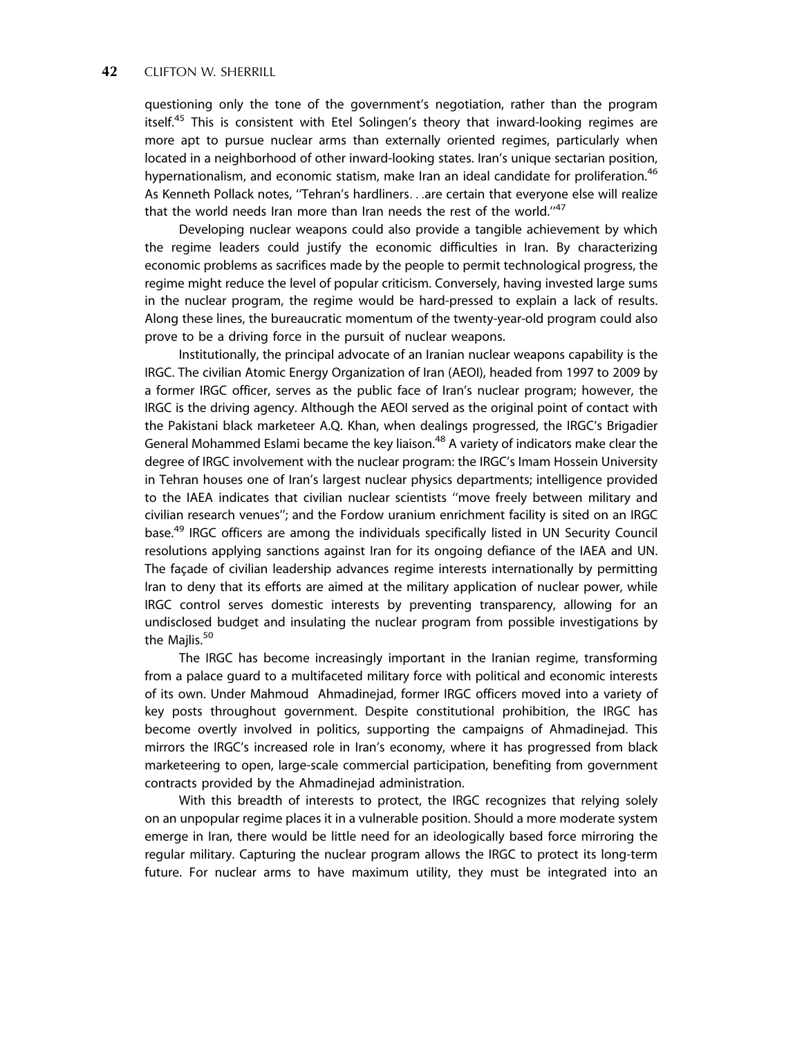questioning only the tone of the government's negotiation, rather than the program itself.[45] This is consistent with Etel Solingen's theory that inward-looking regimes are more apt to pursue nuclear arms than externally oriented regimes, particularly when located in a neighborhood of other inward-looking states. Iran's unique sectarian position, hypernationalism, and economic statism, make Iran an ideal candidate for proliferation.[46] As Kenneth Pollack notes, ''Tehran's hardliners. . .are certain that everyone else will realize that the world needs Iran more than Iran needs the rest of the world.''[47]

Developing nuclear weapons could also provide a tangible achievement by which the regime leaders could justify the economic difficulties in Iran. By characterizing economic problems as sacrifices made by the people to permit technological progress, the regime might reduce the level of popular criticism. Conversely, having invested large sums in the nuclear program, the regime would be hard-pressed to explain a lack of results. Along these lines, the bureaucratic momentum of the twenty-year-old program could also prove to be a driving force in the pursuit of nuclear weapons.

Institutionally, the principal advocate of an Iranian nuclear weapons capability is the IRGC. The civilian Atomic Energy Organization of Iran (AEOI), headed from 1997 to 2009 by a former IRGC officer, serves as the public face of Iran's nuclear program; however, the IRGC is the driving agency. Although the AEOI served as the original point of contact with the Pakistani black marketeer A.Q. Khan, when dealings progressed, the IRGC's Brigadier General Mohammed Eslami became the key liaison.[48] A variety of indicators make clear the degree of IRGC involvement with the nuclear program: the IRGC's Imam Hossein University in Tehran houses one of Iran's largest nuclear physics departments; intelligence provided to the IAEA indicates that civilian nuclear scientists ''move freely between military and civilian research venues''; and the Fordow uranium enrichment facility is sited on an IRGC base.[49] IRGC officers are among the individuals specifically listed in UN Security Council resolutions applying sanctions against Iran for its ongoing defiance of the IAEA and UN. The façade of civilian leadership advances regime interests internationally by permitting Iran to deny that its efforts are aimed at the military application of nuclear power, while IRGC control serves domestic interests by preventing transparency, allowing for an undisclosed budget and insulating the nuclear program from possible investigations by the Majlis.[50]

The IRGC has become increasingly important in the Iranian regime, transforming from a palace guard to a multifaceted military force with political and economic interests of its own. Under Mahmoud Ahmadinejad, former IRGC officers moved into a variety of key posts throughout government. Despite constitutional prohibition, the IRGC has become overtly involved in politics, supporting the campaigns of Ahmadinejad. This mirrors the IRGC's increased role in Iran's economy, where it has progressed from black marketeering to open, large-scale commercial participation, benefiting from government contracts provided by the Ahmadinejad administration.

With this breadth of interests to protect, the IRGC recognizes that relying solely on an unpopular regime places it in a vulnerable position. Should a more moderate system emerge in Iran, there would be little need for an ideologically based force mirroring the regular military. Capturing the nuclear program allows the IRGC to protect its long-term future. For nuclear arms to have maximum utility, they must be integrated into an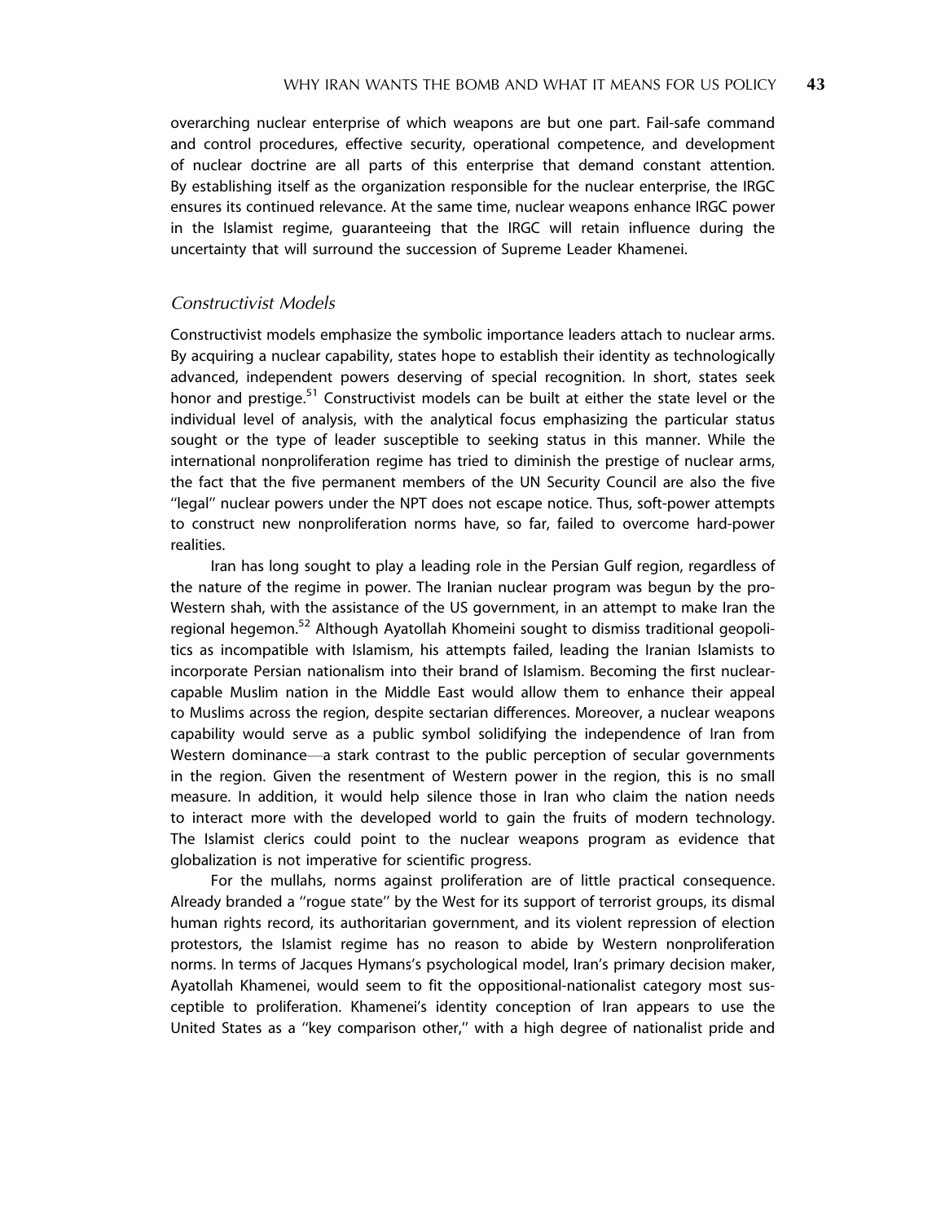overarching nuclear enterprise of which weapons are but one part. Fail-safe command and control procedures, effective security, operational competence, and development of nuclear doctrine are all parts of this enterprise that demand constant attention. By establishing itself as the organization responsible for the nuclear enterprise, the IRGC ensures its continued relevance. At the same time, nuclear weapons enhance IRGC power in the Islamist regime, guaranteeing that the IRGC will retain influence during the uncertainty that will surround the succession of Supreme Leader Khamenei.

### *Constructivist Models*

Constructivist models emphasize the symbolic importance leaders attach to nuclear arms. By acquiring a nuclear capability, states hope to establish their identity as technologically advanced, independent powers deserving of special recognition. In short, states seek honor and prestige.[51] Constructivist models can be built at either the state level or the individual level of analysis, with the analytical focus emphasizing the particular status sought or the type of leader susceptible to seeking status in this manner. While the international nonproliferation regime has tried to diminish the prestige of nuclear arms, the fact that the five permanent members of the UN Security Council are also the five ''legal'' nuclear powers under the NPT does not escape notice. Thus, soft-power attempts to construct new nonproliferation norms have, so far, failed to overcome hard-power realities.

Iran has long sought to play a leading role in the Persian Gulf region, regardless of the nature of the regime in power. The Iranian nuclear program was begun by the pro-Western shah, with the assistance of the US government, in an attempt to make Iran the regional hegemon.[52] Although Ayatollah Khomeini sought to dismiss traditional geopolitics as incompatible with Islamism, his attempts failed, leading the Iranian Islamists to incorporate Persian nationalism into their brand of Islamism. Becoming the first nuclear-capable Muslim nation in the Middle East would allow them to enhance their appeal to Muslims across the region, despite sectarian differences. Moreover, a nuclear weapons capability would serve as a public symbol solidifying the independence of Iran from Western dominance—a stark contrast to the public perception of secular governments in the region. Given the resentment of Western power in the region, this is no small measure. In addition, it would help silence those in Iran who claim the nation needs to interact more with the developed world to gain the fruits of modern technology. The Islamist clerics could point to the nuclear weapons program as evidence that globalization is not imperative for scientific progress.

For the mullahs, norms against proliferation are of little practical consequence. Already branded a ''rogue state'' by the West for its support of terrorist groups, its dismal human rights record, its authoritarian government, and its violent repression of election protestors, the Islamist regime has no reason to abide by Western nonproliferation norms. In terms of Jacques Hymans's psychological model, Iran's primary decision maker, Ayatollah Khamenei, would seem to fit the oppositional-nationalist category most susceptible to proliferation. Khamenei's identity conception of Iran appears to use the United States as a ''key comparison other,'' with a high degree of nationalist pride and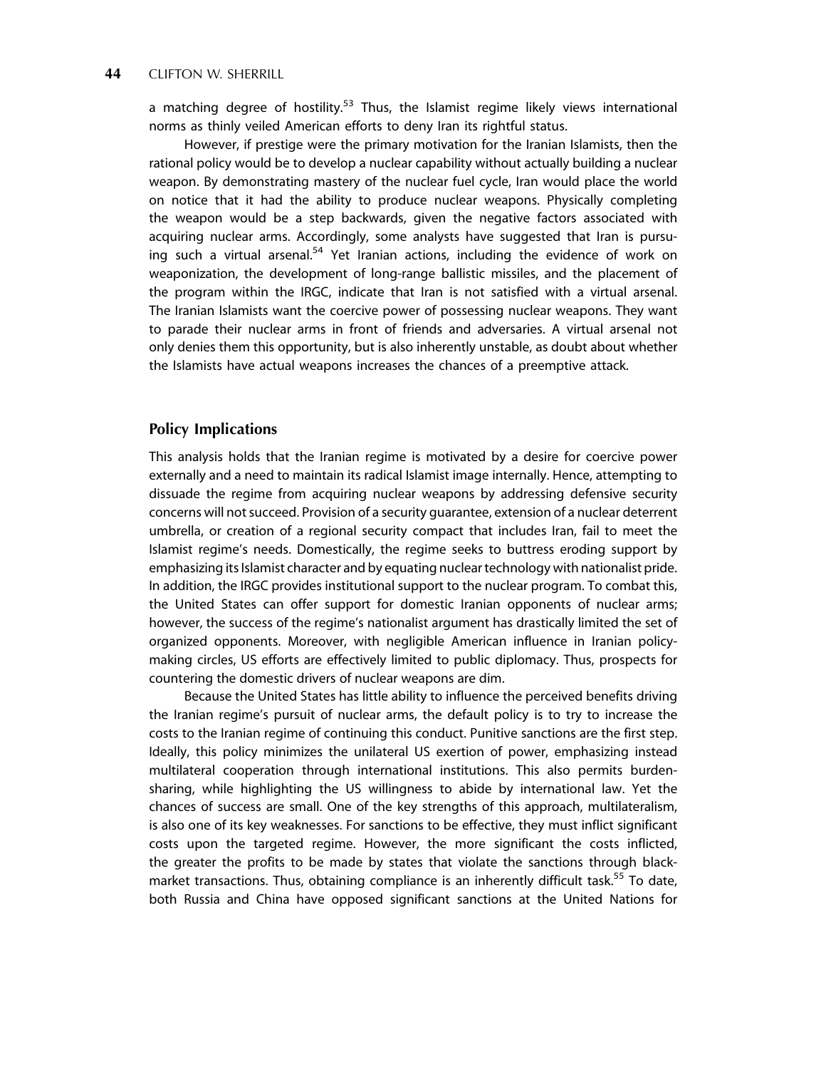a matching degree of hostility.[53] Thus, the Islamist regime likely views international norms as thinly veiled American efforts to deny Iran its rightful status.

However, if prestige were the primary motivation for the Iranian Islamists, then the rational policy would be to develop a nuclear capability without actually building a nuclear weapon. By demonstrating mastery of the nuclear fuel cycle, Iran would place the world on notice that it had the ability to produce nuclear weapons. Physically completing the weapon would be a step backwards, given the negative factors associated with acquiring nuclear arms. Accordingly, some analysts have suggested that Iran is pursuing such a virtual arsenal.[54] Yet Iranian actions, including the evidence of work on weaponization, the development of long-range ballistic missiles, and the placement of the program within the IRGC, indicate that Iran is not satisfied with a virtual arsenal. The Iranian Islamists want the coercive power of possessing nuclear weapons. They want to parade their nuclear arms in front of friends and adversaries. A virtual arsenal not only denies them this opportunity, but is also inherently unstable, as doubt about whether the Islamists have actual weapons increases the chances of a preemptive attack.

## Policy Implications

This analysis holds that the Iranian regime is motivated by a desire for coercive power externally and a need to maintain its radical Islamist image internally. Hence, attempting to dissuade the regime from acquiring nuclear weapons by addressing defensive security concerns will not succeed. Provision of a security guarantee, extension of a nuclear deterrent umbrella, or creation of a regional security compact that includes Iran, fail to meet the Islamist regime's needs. Domestically, the regime seeks to buttress eroding support by emphasizing its Islamist character and by equating nuclear technology with nationalist pride. In addition, the IRGC provides institutional support to the nuclear program. To combat this, the United States can offer support for domestic Iranian opponents of nuclear arms; however, the success of the regime's nationalist argument has drastically limited the set of organized opponents. Moreover, with negligible American influence in Iranian policy-making circles, US efforts are effectively limited to public diplomacy. Thus, prospects for countering the domestic drivers of nuclear weapons are dim.

Because the United States has little ability to influence the perceived benefits driving the Iranian regime's pursuit of nuclear arms, the default policy is to try to increase the costs to the Iranian regime of continuing this conduct. Punitive sanctions are the first step. Ideally, this policy minimizes the unilateral US exertion of power, emphasizing instead multilateral cooperation through international institutions. This also permits burden-sharing, while highlighting the US willingness to abide by international law. Yet the chances of success are small. One of the key strengths of this approach, multilateralism, is also one of its key weaknesses. For sanctions to be effective, they must inflict significant costs upon the targeted regime. However, the more significant the costs inflicted, the greater the profits to be made by states that violate the sanctions through black-market transactions. Thus, obtaining compliance is an inherently difficult task.[55] To date, both Russia and China have opposed significant sanctions at the United Nations for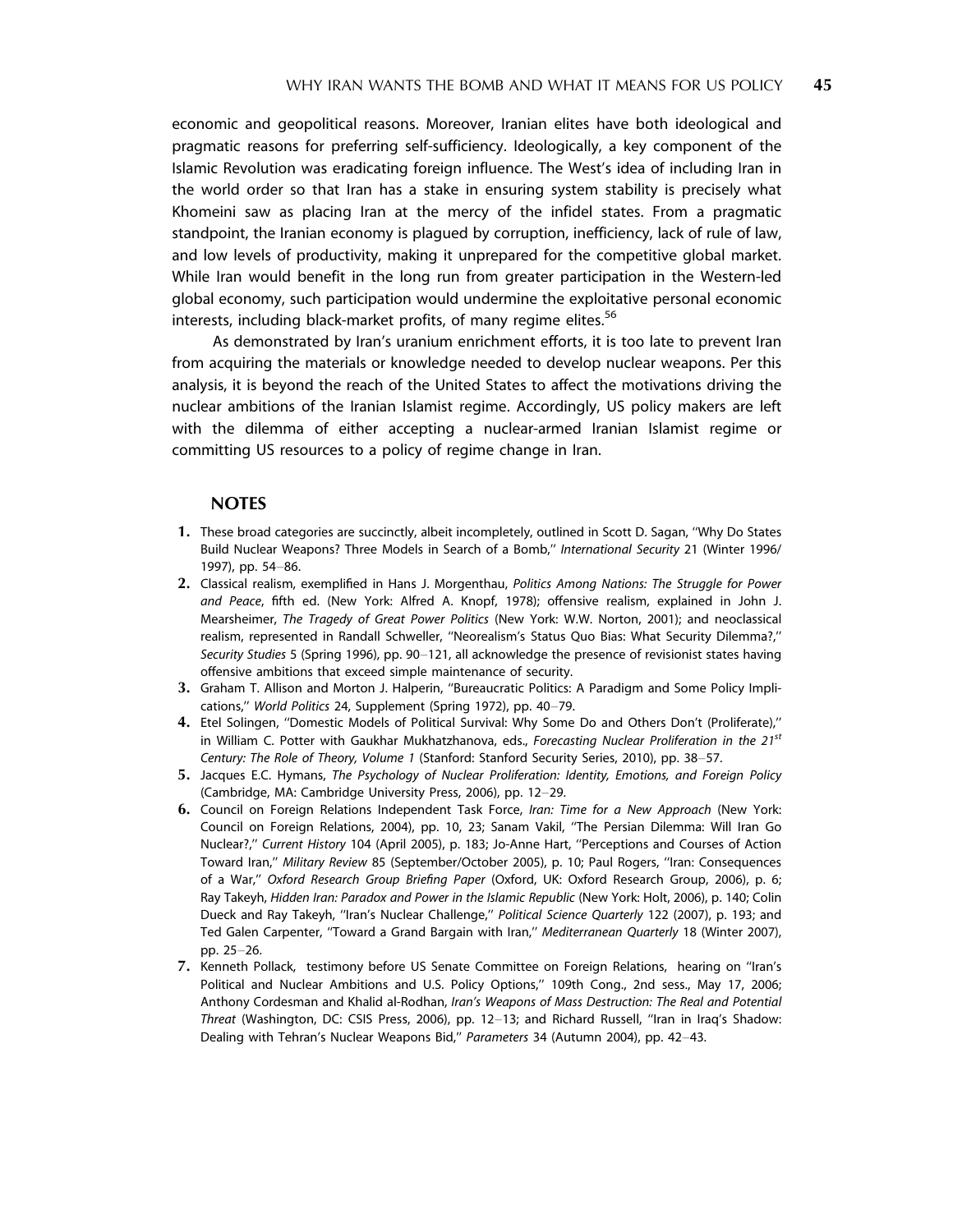economic and geopolitical reasons. Moreover, Iranian elites have both ideological and pragmatic reasons for preferring self-sufficiency. Ideologically, a key component of the Islamic Revolution was eradicating foreign influence. The West's idea of including Iran in the world order so that Iran has a stake in ensuring system stability is precisely what Khomeini saw as placing Iran at the mercy of the infidel states. From a pragmatic standpoint, the Iranian economy is plagued by corruption, inefficiency, lack of rule of law, and low levels of productivity, making it unprepared for the competitive global market. While Iran would benefit in the long run from greater participation in the Western-led global economy, such participation would undermine the exploitative personal economic interests, including black-market profits, of many regime elites.[56]

As demonstrated by Iran's uranium enrichment efforts, it is too late to prevent Iran from acquiring the materials or knowledge needed to develop nuclear weapons. Per this analysis, it is beyond the reach of the United States to affect the motivations driving the nuclear ambitions of the Iranian Islamist regime. Accordingly, US policy makers are left with the dilemma of either accepting a nuclear-armed Iranian Islamist regime or committing US resources to a policy of regime change in Iran.

## NOTES

1. These broad categories are succinctly, albeit incompletely, outlined in Scott D. Sagan, "Why Do States Build Nuclear Weapons? Three Models in Search of a Bomb," *International Security* 21 (Winter 1996/1997), pp. 54–86.
2. Classical realism, exemplified in Hans J. Morgenthau, *Politics Among Nations: The Struggle for Power and Peace*, fifth ed. (New York: Alfred A. Knopf, 1978); offensive realism, explained in John J. Mearsheimer, *The Tragedy of Great Power Politics* (New York: W.W. Norton, 2001); and neoclassical realism, represented in Randall Schweller, "Neorealism's Status Quo Bias: What Security Dilemma?," *Security Studies* 5 (Spring 1996), pp. 90–121, all acknowledge the presence of revisionist states having offensive ambitions that exceed simple maintenance of security.
3. Graham T. Allison and Morton J. Halperin, "Bureaucratic Politics: A Paradigm and Some Policy Implications," *World Politics* 24, Supplement (Spring 1972), pp. 40–79.
4. Etel Solingen, "Domestic Models of Political Survival: Why Some Do and Others Don't (Proliferate)," in William C. Potter with Gaukhar Mukhatzhanova, eds., *Forecasting Nuclear Proliferation in the 21st Century: The Role of Theory, Volume 1* (Stanford: Stanford Security Series, 2010), pp. 38–57.
5. Jacques E.C. Hymans, *The Psychology of Nuclear Proliferation: Identity, Emotions, and Foreign Policy* (Cambridge, MA: Cambridge University Press, 2006), pp. 12–29.
6. Council on Foreign Relations Independent Task Force, *Iran: Time for a New Approach* (New York: Council on Foreign Relations, 2004), pp. 10, 23; Sanam Vakil, "The Persian Dilemma: Will Iran Go Nuclear?," *Current History* 104 (April 2005), p. 183; Jo-Anne Hart, "Perceptions and Courses of Action Toward Iran," *Military Review* 85 (September/October 2005), p. 10; Paul Rogers, "Iran: Consequences of a War," *Oxford Research Group Briefing Paper* (Oxford, UK: Oxford Research Group, 2006), p. 6; Ray Takeyh, *Hidden Iran: Paradox and Power in the Islamic Republic* (New York: Holt, 2006), p. 140; Colin Dueck and Ray Takeyh, "Iran's Nuclear Challenge," *Political Science Quarterly* 122 (2007), p. 193; and Ted Galen Carpenter, "Toward a Grand Bargain with Iran," *Mediterranean Quarterly* 18 (Winter 2007), pp. 25–26.
7. Kenneth Pollack, testimony before US Senate Committee on Foreign Relations, hearing on "Iran's Political and Nuclear Ambitions and U.S. Policy Options," 109th Cong., 2nd sess., May 17, 2006; Anthony Cordesman and Khalid al-Rodhan, *Iran's Weapons of Mass Destruction: The Real and Potential Threat* (Washington, DC: CSIS Press, 2006), pp. 12–13; and Richard Russell, "Iran in Iraq's Shadow: Dealing with Tehran's Nuclear Weapons Bid," *Parameters* 34 (Autumn 2004), pp. 42–43.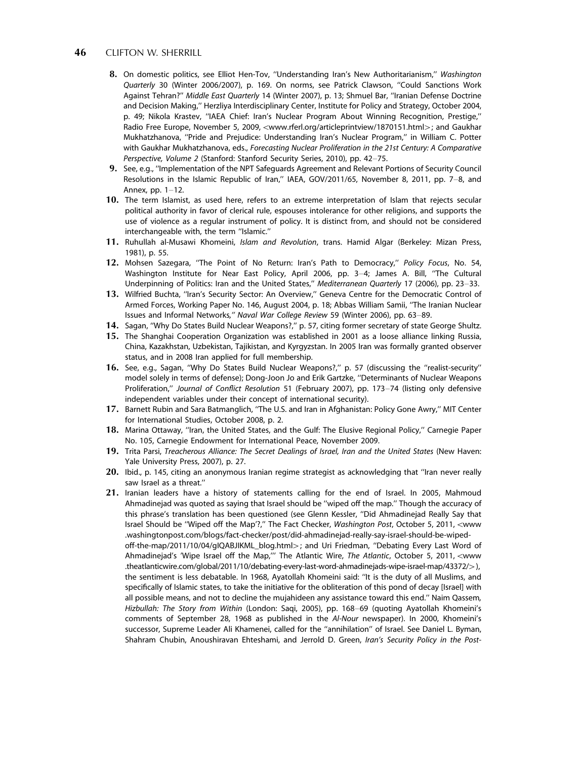8. On domestic politics, see Elliot Hen-Tov, ''Understanding Iran's New Authoritarianism,'' *Washington Quarterly* 30 (Winter 2006/2007), p. 169. On norms, see Patrick Clawson, ''Could Sanctions Work Against Tehran?'' *Middle East Quarterly* 14 (Winter 2007), p. 13; Shmuel Bar, ''Iranian Defense Doctrine and Decision Making,'' Herzliya Interdisciplinary Center, Institute for Policy and Strategy, October 2004, p. 49; Nikola Krastev, ''IAEA Chief: Iran's Nuclear Program About Winning Recognition, Prestige,'' Radio Free Europe, November 5, 2009, <www.rferl.org/articleprintview/1870151.html>; and Gaukhar Mukhatzhanova, ''Pride and Prejudice: Understanding Iran's Nuclear Program,'' in William C. Potter with Gaukhar Mukhatzhanova, eds., *Forecasting Nuclear Proliferation in the 21st Century: A Comparative Perspective, Volume 2* (Stanford: Stanford Security Series, 2010), pp. 42–75.

9. See, e.g., ''Implementation of the NPT Safeguards Agreement and Relevant Portions of Security Council Resolutions in the Islamic Republic of Iran,'' IAEA, GOV/2011/65, November 8, 2011, pp. 7–8, and Annex, pp. 1–12.

10. The term Islamist, as used here, refers to an extreme interpretation of Islam that rejects secular political authority in favor of clerical rule, espouses intolerance for other religions, and supports the use of violence as a regular instrument of policy. It is distinct from, and should not be considered interchangeable with, the term ''Islamic.''

11. Ruhullah al-Musawi Khomeini, *Islam and Revolution*, trans. Hamid Algar (Berkeley: Mizan Press, 1981), p. 55.

12. Mohsen Sazegara, ''The Point of No Return: Iran's Path to Democracy,'' *Policy Focus*, No. 54, Washington Institute for Near East Policy, April 2006, pp. 3–4; James A. Bill, ''The Cultural Underpinning of Politics: Iran and the United States,'' *Mediterranean Quarterly* 17 (2006), pp. 23–33.

13. Wilfried Buchta, ''Iran's Security Sector: An Overview,'' Geneva Centre for the Democratic Control of Armed Forces, Working Paper No. 146, August 2004, p. 18; Abbas William Samii, ''The Iranian Nuclear Issues and Informal Networks,'' *Naval War College Review* 59 (Winter 2006), pp. 63–89.

14. Sagan, ''Why Do States Build Nuclear Weapons?,'' p. 57, citing former secretary of state George Shultz.

15. The Shanghai Cooperation Organization was established in 2001 as a loose alliance linking Russia, China, Kazakhstan, Uzbekistan, Tajikistan, and Kyrgyzstan. In 2005 Iran was formally granted observer status, and in 2008 Iran applied for full membership.

16. See, e.g., Sagan, ''Why Do States Build Nuclear Weapons?,'' p. 57 (discussing the ''realist-security'' model solely in terms of defense); Dong-Joon Jo and Erik Gartzke, ''Determinants of Nuclear Weapons Proliferation,'' *Journal of Conflict Resolution* 51 (February 2007), pp. 173–74 (listing only defensive independent variables under their concept of international security).

17. Barnett Rubin and Sara Batmanglich, ''The U.S. and Iran in Afghanistan: Policy Gone Awry,'' MIT Center for International Studies, October 2008, p. 2.

18. Marina Ottaway, ''Iran, the United States, and the Gulf: The Elusive Regional Policy,'' Carnegie Paper No. 105, Carnegie Endowment for International Peace, November 2009.

19. Trita Parsi, *Treacherous Alliance: The Secret Dealings of Israel, Iran and the United States* (New Haven: Yale University Press, 2007), p. 27.

20. Ibid., p. 145, citing an anonymous Iranian regime strategist as acknowledging that ''Iran never really saw Israel as a threat.''

21. Iranian leaders have a history of statements calling for the end of Israel. In 2005, Mahmoud Ahmadinejad was quoted as saying that Israel should be ''wiped off the map.'' Though the accuracy of this phrase's translation has been questioned (see Glenn Kessler, ''Did Ahmadinejad Really Say that Israel Should be ''Wiped off the Map'?,'' The Fact Checker, *Washington Post*, October 5, 2011, <www.washingtonpost.com/blogs/fact-checker/post/did-ahmadinejad-really-say-israel-should-be-wiped-off-the-map/2011/10/04/gIQABJIKML_blog.html>; and Uri Friedman, ''Debating Every Last Word of Ahmadinejad's 'Wipe Israel off the Map,''' The Atlantic Wire, *The Atlantic*, October 5, 2011, <www.theatlanticwire.com/global/2011/10/debating-every-last-word-ahmadinejads-wipe-israel-map/43372/>), the sentiment is less debatable. In 1968, Ayatollah Khomeini said: ''It is the duty of all Muslims, and specifically of Islamic states, to take the initiative for the obliteration of this pond of decay [Israel] with all possible means, and not to decline the mujahideen any assistance toward this end.'' Naim Qassem, *Hizbullah: The Story from Within* (London: Saqi, 2005), pp. 168–69 (quoting Ayatollah Khomeini's comments of September 28, 1968 as published in the *Al-Nour* newspaper). In 2000, Khomeini's successor, Supreme Leader Ali Khamenei, called for the ''annihilation'' of Israel. See Daniel L. Byman, Shahram Chubin, Anoushiravan Ehteshami, and Jerrold D. Green, *Iran's Security Policy in the Post-*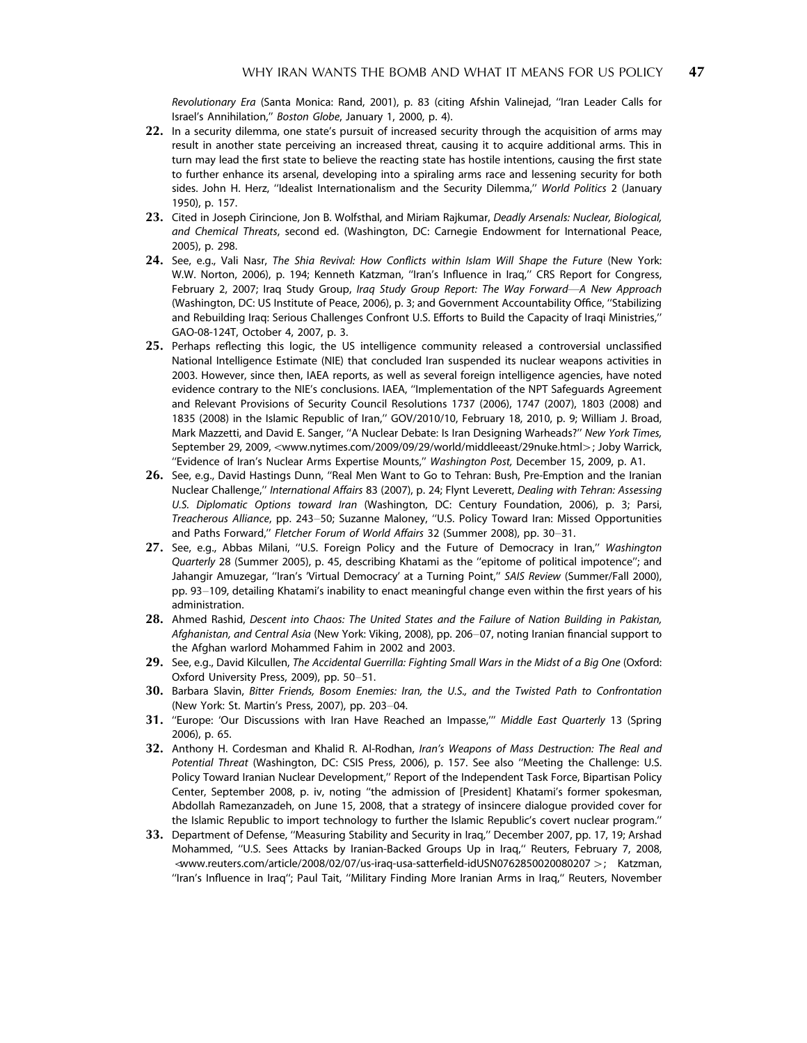*Revolutionary Era* (Santa Monica: Rand, 2001), p. 83 (citing Afshin Valinejad, ''Iran Leader Calls for Israel's Annihilation,'' *Boston Globe*, January 1, 2000, p. 4).

**22.** In a security dilemma, one state's pursuit of increased security through the acquisition of arms may result in another state perceiving an increased threat, causing it to acquire additional arms. This in turn may lead the first state to believe the reacting state has hostile intentions, causing the first state to further enhance its arsenal, developing into a spiraling arms race and lessening security for both sides. John H. Herz, ''Idealist Internationalism and the Security Dilemma,'' *World Politics* 2 (January 1950), p. 157.

**23.** Cited in Joseph Cirincione, Jon B. Wolfsthal, and Miriam Rajkumar, *Deadly Arsenals: Nuclear, Biological, and Chemical Threats*, second ed. (Washington, DC: Carnegie Endowment for International Peace, 2005), p. 298.

**24.** See, e.g., Vali Nasr, *The Shia Revival: How Conflicts within Islam Will Shape the Future* (New York: W.W. Norton, 2006), p. 194; Kenneth Katzman, ''Iran's Influence in Iraq,'' CRS Report for Congress, February 2, 2007; Iraq Study Group, *Iraq Study Group Report: The Way Forward—A New Approach* (Washington, DC: US Institute of Peace, 2006), p. 3; and Government Accountability Office, ''Stabilizing and Rebuilding Iraq: Serious Challenges Confront U.S. Efforts to Build the Capacity of Iraqi Ministries,'' GAO-08-124T, October 4, 2007, p. 3.

**25.** Perhaps reflecting this logic, the US intelligence community released a controversial unclassified National Intelligence Estimate (NIE) that concluded Iran suspended its nuclear weapons activities in 2003. However, since then, IAEA reports, as well as several foreign intelligence agencies, have noted evidence contrary to the NIE's conclusions. IAEA, ''Implementation of the NPT Safeguards Agreement and Relevant Provisions of Security Council Resolutions 1737 (2006), 1747 (2007), 1803 (2008) and 1835 (2008) in the Islamic Republic of Iran,'' GOV/2010/10, February 18, 2010, p. 9; William J. Broad, Mark Mazzetti, and David E. Sanger, ''A Nuclear Debate: Is Iran Designing Warheads?'' *New York Times*, September 29, 2009, <www.nytimes.com/2009/09/29/world/middleeast/29nuke.html>; Joby Warrick, ''Evidence of Iran's Nuclear Arms Expertise Mounts,'' *Washington Post,* December 15, 2009, p. A1.

**26.** See, e.g., David Hastings Dunn, ''Real Men Want to Go to Tehran: Bush, Pre-Emption and the Iranian Nuclear Challenge,'' *International Affairs* 83 (2007), p. 24; Flynt Leverett, *Dealing with Tehran: Assessing U.S. Diplomatic Options toward Iran* (Washington, DC: Century Foundation, 2006), p. 3; Parsi, *Treacherous Alliance*, pp. 243–50; Suzanne Maloney, ''U.S. Policy Toward Iran: Missed Opportunities and Paths Forward,'' *Fletcher Forum of World Affairs* 32 (Summer 2008), pp. 30–31.

**27.** See, e.g., Abbas Milani, ''U.S. Foreign Policy and the Future of Democracy in Iran,'' *Washington Quarterly* 28 (Summer 2005), p. 45, describing Khatami as the ''epitome of political impotence''; and Jahangir Amuzegar, ''Iran's 'Virtual Democracy' at a Turning Point,'' *SAIS Review* (Summer/Fall 2000), pp. 93–109, detailing Khatami's inability to enact meaningful change even within the first years of his administration.

**28.** Ahmed Rashid, *Descent into Chaos: The United States and the Failure of Nation Building in Pakistan, Afghanistan, and Central Asia* (New York: Viking, 2008), pp. 206–07, noting Iranian financial support to the Afghan warlord Mohammed Fahim in 2002 and 2003.

**29.** See, e.g., David Kilcullen, *The Accidental Guerrilla: Fighting Small Wars in the Midst of a Big One* (Oxford: Oxford University Press, 2009), pp. 50–51.

**30.** Barbara Slavin, *Bitter Friends, Bosom Enemies: Iran, the U.S., and the Twisted Path to Confrontation* (New York: St. Martin's Press, 2007), pp. 203–04.

**31.** ''Europe: 'Our Discussions with Iran Have Reached an Impasse,''' *Middle East Quarterly* 13 (Spring 2006), p. 65.

**32.** Anthony H. Cordesman and Khalid R. Al-Rodhan, *Iran's Weapons of Mass Destruction: The Real and Potential Threat* (Washington, DC: CSIS Press, 2006), p. 157. See also ''Meeting the Challenge: U.S. Policy Toward Iranian Nuclear Development,'' Report of the Independent Task Force, Bipartisan Policy Center, September 2008, p. iv, noting ''the admission of [President] Khatami's former spokesman, Abdollah Ramezanzadeh, on June 15, 2008, that a strategy of insincere dialogue provided cover for the Islamic Republic to import technology to further the Islamic Republic's covert nuclear program.''

**33.** Department of Defense, ''Measuring Stability and Security in Iraq,'' December 2007, pp. 17, 19; Arshad Mohammed, ''U.S. Sees Attacks by Iranian-Backed Groups Up in Iraq,'' Reuters, February 7, 2008, <www.reuters.com/article/2008/02/07/us-iraq-usa-satterfield-idUSN0762850020080207>; Katzman, ''Iran's Influence in Iraq''; Paul Tait, ''Military Finding More Iranian Arms in Iraq,'' Reuters, November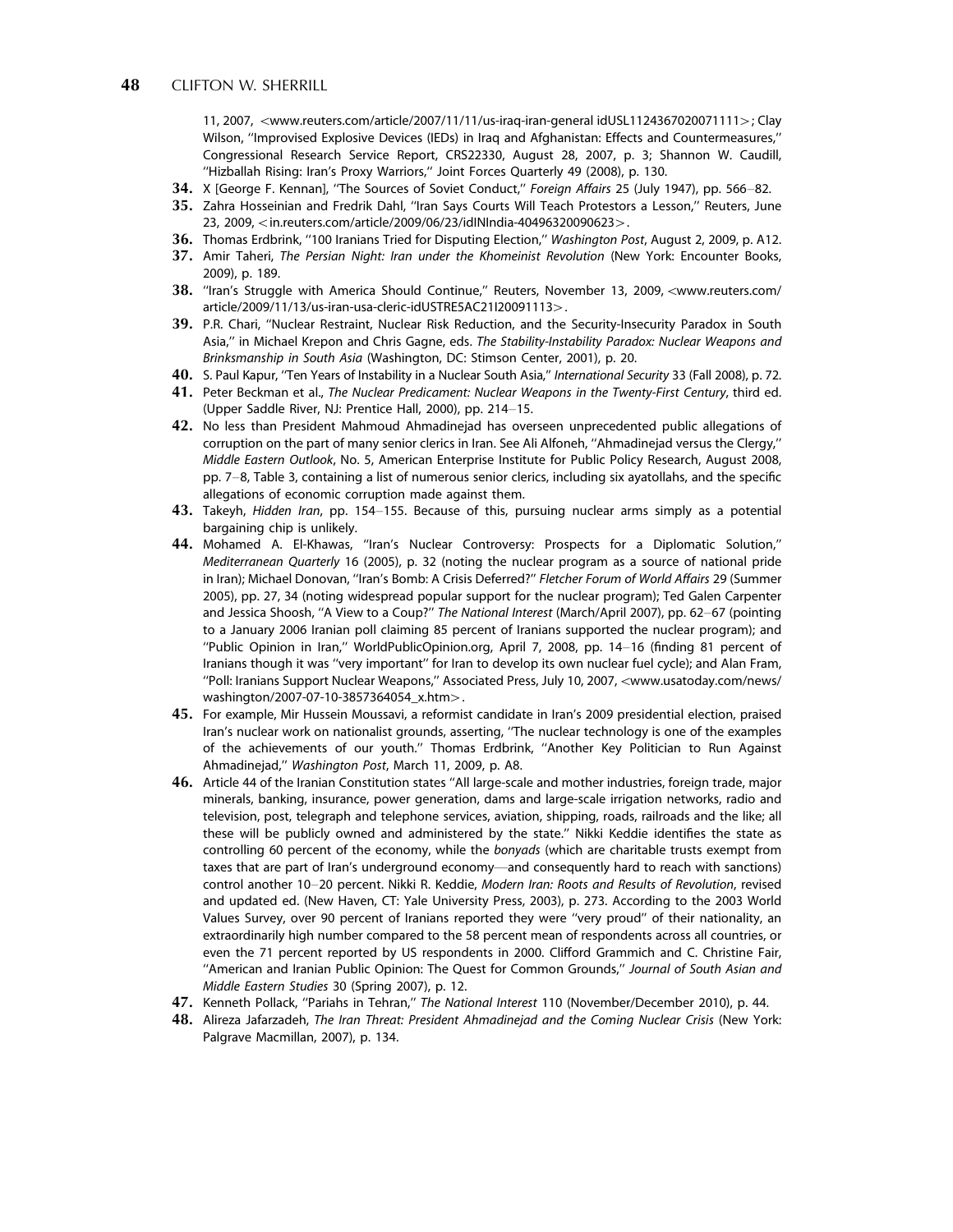11, 2007, <www.reuters.com/article/2007/11/11/us-iraq-iran-general idUSL1124367020071111>; Clay Wilson, ''Improvised Explosive Devices (IEDs) in Iraq and Afghanistan: Effects and Countermeasures,'' Congressional Research Service Report, CRS22330, August 28, 2007, p. 3; Shannon W. Caudill, ''Hizballah Rising: Iran's Proxy Warriors,'' Joint Forces Quarterly 49 (2008), p. 130.

34. X [George F. Kennan], ''The Sources of Soviet Conduct,'' *Foreign Affairs* 25 (July 1947), pp. 566–82.
35. Zahra Hosseinian and Fredrik Dahl, ''Iran Says Courts Will Teach Protestors a Lesson,'' Reuters, June 23, 2009, <in.reuters.com/article/2009/06/23/idINIndia-40496320090623>.
36. Thomas Erdbrink, ''100 Iranians Tried for Disputing Election,'' *Washington Post*, August 2, 2009, p. A12.
37. Amir Taheri, *The Persian Night: Iran under the Khomeinist Revolution* (New York: Encounter Books, 2009), p. 189.
38. ''Iran's Struggle with America Should Continue,'' Reuters, November 13, 2009, <www.reuters.com/article/2009/11/13/us-iran-usa-cleric-idUSTRE5AC21I20091113>.
39. P.R. Chari, ''Nuclear Restraint, Nuclear Risk Reduction, and the Security-Insecurity Paradox in South Asia,'' in Michael Krepon and Chris Gagne, eds. *The Stability-Instability Paradox: Nuclear Weapons and Brinksmanship in South Asia* (Washington, DC: Stimson Center, 2001), p. 20.
40. S. Paul Kapur, ''Ten Years of Instability in a Nuclear South Asia,'' *International Security* 33 (Fall 2008), p. 72.
41. Peter Beckman et al., *The Nuclear Predicament: Nuclear Weapons in the Twenty-First Century*, third ed. (Upper Saddle River, NJ: Prentice Hall, 2000), pp. 214–15.
42. No less than President Mahmoud Ahmadinejad has overseen unprecedented public allegations of corruption on the part of many senior clerics in Iran. See Ali Alfoneh, ''Ahmadinejad versus the Clergy,'' *Middle Eastern Outlook*, No. 5, American Enterprise Institute for Public Policy Research, August 2008, pp. 7–8, Table 3, containing a list of numerous senior clerics, including six ayatollahs, and the specific allegations of economic corruption made against them.
43. Takeyh, *Hidden Iran*, pp. 154–155. Because of this, pursuing nuclear arms simply as a potential bargaining chip is unlikely.
44. Mohamed A. El-Khawas, ''Iran's Nuclear Controversy: Prospects for a Diplomatic Solution,'' *Mediterranean Quarterly* 16 (2005), p. 32 (noting the nuclear program as a source of national pride in Iran); Michael Donovan, ''Iran's Bomb: A Crisis Deferred?'' *Fletcher Forum of World Affairs* 29 (Summer 2005), pp. 27, 34 (noting widespread popular support for the nuclear program); Ted Galen Carpenter and Jessica Shoosh, ''A View to a Coup?'' *The National Interest* (March/April 2007), pp. 62–67 (pointing to a January 2006 Iranian poll claiming 85 percent of Iranians supported the nuclear program); and ''Public Opinion in Iran,'' WorldPublicOpinion.org, April 7, 2008, pp. 14–16 (finding 81 percent of Iranians though it was ''very important'' for Iran to develop its own nuclear fuel cycle); and Alan Fram, ''Poll: Iranians Support Nuclear Weapons,'' Associated Press, July 10, 2007, <www.usatoday.com/news/washington/2007-07-10-3857364054_x.htm>.
45. For example, Mir Hussein Moussavi, a reformist candidate in Iran's 2009 presidential election, praised Iran's nuclear work on nationalist grounds, asserting, ''The nuclear technology is one of the examples of the achievements of our youth.'' Thomas Erdbrink, ''Another Key Politician to Run Against Ahmadinejad,'' *Washington Post*, March 11, 2009, p. A8.
46. Article 44 of the Iranian Constitution states ''All large-scale and mother industries, foreign trade, major minerals, banking, insurance, power generation, dams and large-scale irrigation networks, radio and television, post, telegraph and telephone services, aviation, shipping, roads, railroads and the like; all these will be publicly owned and administered by the state.'' Nikki Keddie identifies the state as controlling 60 percent of the economy, while the *bonyads* (which are charitable trusts exempt from taxes that are part of Iran's underground economy—and consequently hard to reach with sanctions) control another 10–20 percent. Nikki R. Keddie, *Modern Iran: Roots and Results of Revolution*, revised and updated ed. (New Haven, CT: Yale University Press, 2003), p. 273. According to the 2003 World Values Survey, over 90 percent of Iranians reported they were ''very proud'' of their nationality, an extraordinarily high number compared to the 58 percent mean of respondents across all countries, or even the 71 percent reported by US respondents in 2000. Clifford Grammich and C. Christine Fair, ''American and Iranian Public Opinion: The Quest for Common Grounds,'' *Journal of South Asian and Middle Eastern Studies* 30 (Spring 2007), p. 12.
47. Kenneth Pollack, ''Pariahs in Tehran,'' *The National Interest* 110 (November/December 2010), p. 44.
48. Alireza Jafarzadeh, *The Iran Threat: President Ahmadinejad and the Coming Nuclear Crisis* (New York: Palgrave Macmillan, 2007), p. 134.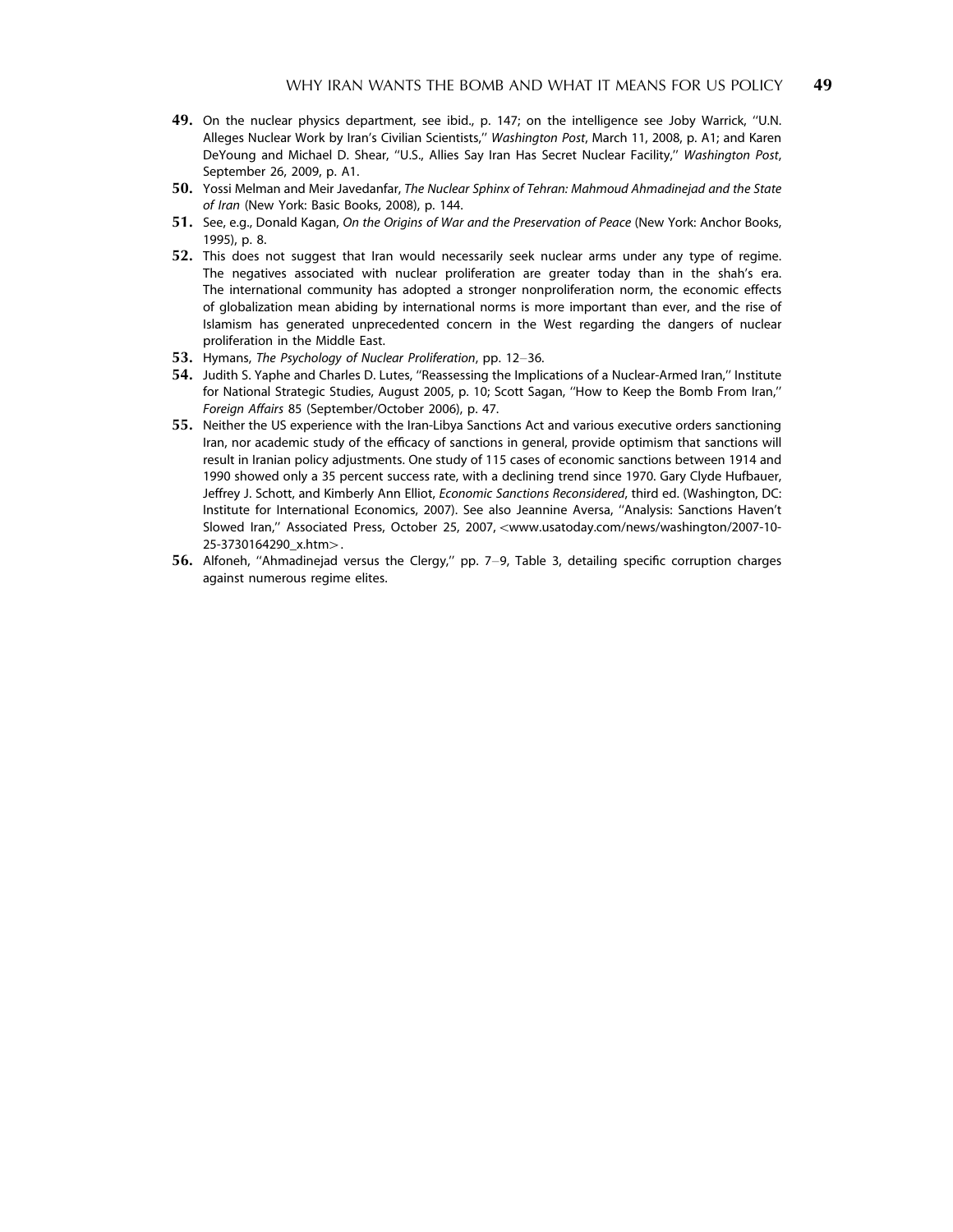49. On the nuclear physics department, see ibid., p. 147; on the intelligence see Joby Warrick, ''U.N. Alleges Nuclear Work by Iran's Civilian Scientists,'' *Washington Post*, March 11, 2008, p. A1; and Karen DeYoung and Michael D. Shear, ''U.S., Allies Say Iran Has Secret Nuclear Facility,'' *Washington Post*, September 26, 2009, p. A1.
50. Yossi Melman and Meir Javedanfar, *The Nuclear Sphinx of Tehran: Mahmoud Ahmadinejad and the State of Iran* (New York: Basic Books, 2008), p. 144.
51. See, e.g., Donald Kagan, *On the Origins of War and the Preservation of Peace* (New York: Anchor Books, 1995), p. 8.
52. This does not suggest that Iran would necessarily seek nuclear arms under any type of regime. The negatives associated with nuclear proliferation are greater today than in the shah's era. The international community has adopted a stronger nonproliferation norm, the economic effects of globalization mean abiding by international norms is more important than ever, and the rise of Islamism has generated unprecedented concern in the West regarding the dangers of nuclear proliferation in the Middle East.
53. Hymans, *The Psychology of Nuclear Proliferation*, pp. 12–36.
54. Judith S. Yaphe and Charles D. Lutes, ''Reassessing the Implications of a Nuclear-Armed Iran,'' Institute for National Strategic Studies, August 2005, p. 10; Scott Sagan, ''How to Keep the Bomb From Iran,'' *Foreign Affairs* 85 (September/October 2006), p. 47.
55. Neither the US experience with the Iran-Libya Sanctions Act and various executive orders sanctioning Iran, nor academic study of the efficacy of sanctions in general, provide optimism that sanctions will result in Iranian policy adjustments. One study of 115 cases of economic sanctions between 1914 and 1990 showed only a 35 percent success rate, with a declining trend since 1970. Gary Clyde Hufbauer, Jeffrey J. Schott, and Kimberly Ann Elliot, *Economic Sanctions Reconsidered*, third ed. (Washington, DC: Institute for International Economics, 2007). See also Jeannine Aversa, ''Analysis: Sanctions Haven't Slowed Iran,'' Associated Press, October 25, 2007, <www.usatoday.com/news/washington/2007-10-25-3730164290_x.htm>.
56. Alfoneh, ''Ahmadinejad versus the Clergy,'' pp. 7–9, Table 3, detailing specific corruption charges against numerous regime elites.